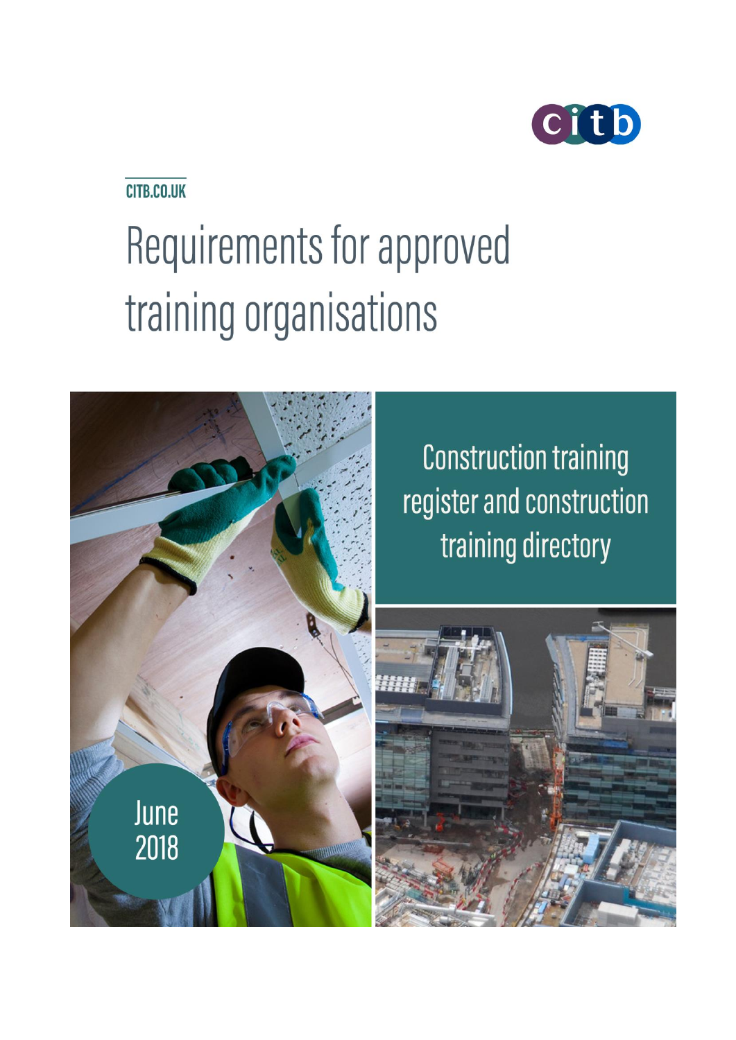citb

CITB.CO.UK

# Requirements for approved training organisations

## Construction training register and construction training directory

June 2018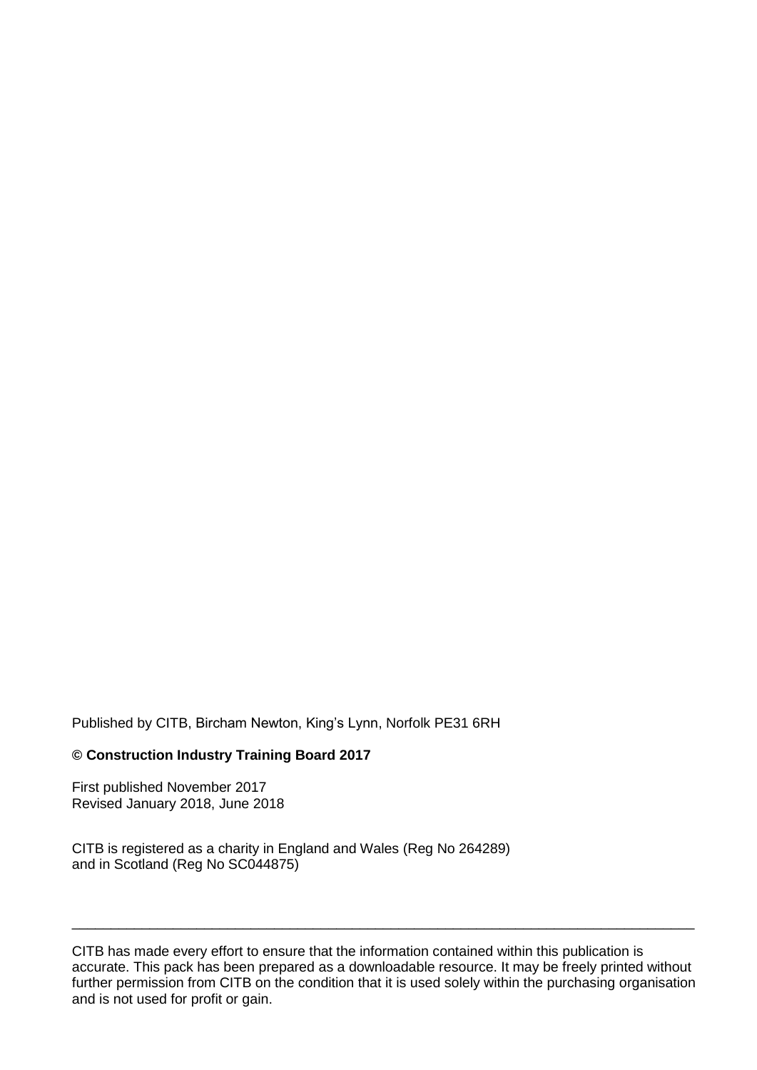Published by CITB, Bircham Newton, King's Lynn, Norfolk PE31 6RH

**© Construction Industry Training Board 2017**

First published November 2017
Revised January 2018, June 2018

CITB is registered as a charity in England and Wales (Reg No 264289)
and in Scotland (Reg No SC044875)

---

CITB has made every effort to ensure that the information contained within this publication is accurate. This pack has been prepared as a downloadable resource. It may be freely printed without further permission from CITB on the condition that it is used solely within the purchasing organisation and is not used for profit or gain.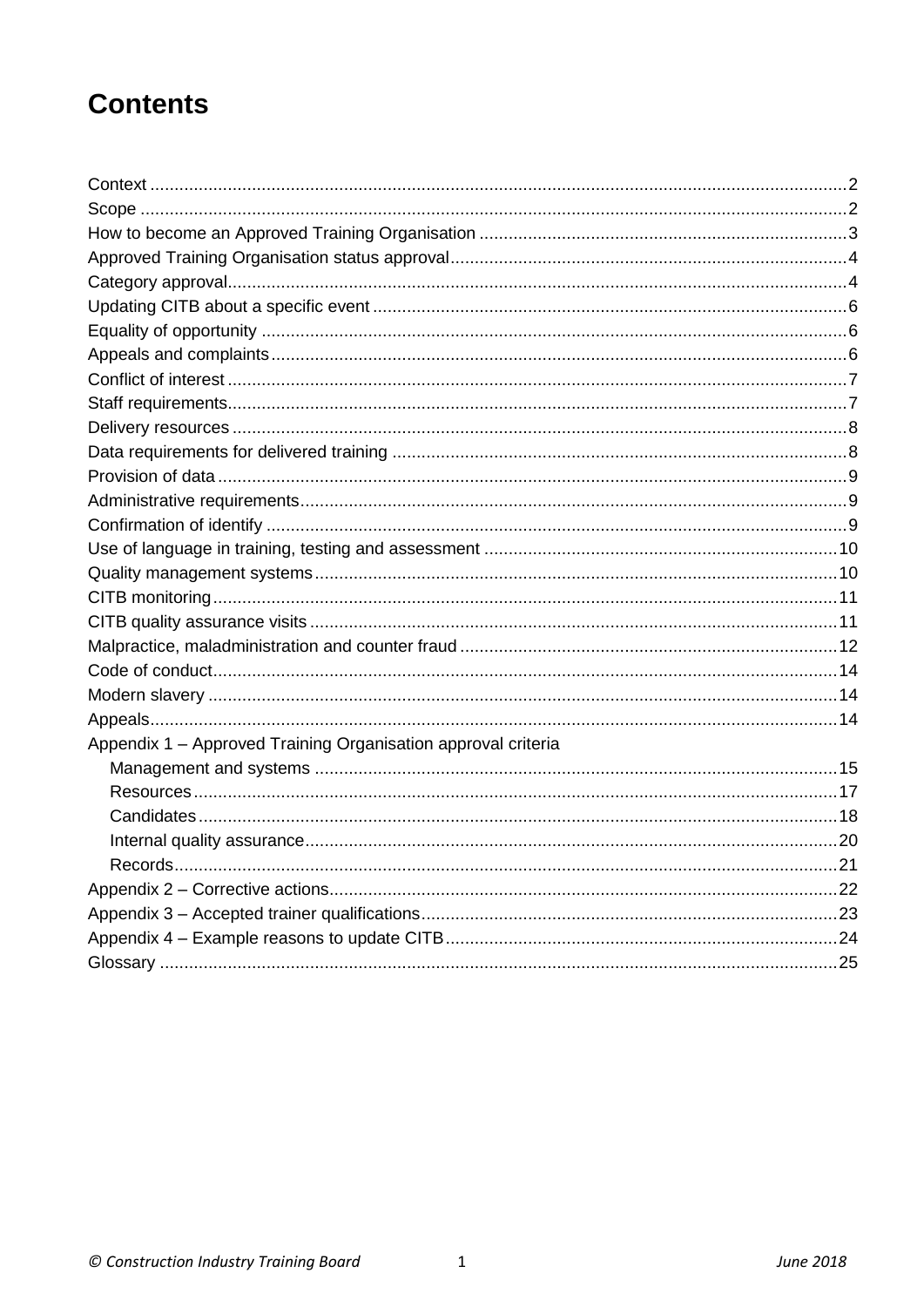# Contents

Context ................................................................................................................................2
Scope ..................................................................................................................................2
How to become an Approved Training Organisation ............................................................3
Approved Training Organisation status approval..................................................................4
Category approval................................................................................................................4
Updating CITB about a specific event ..................................................................................6
Equality of opportunity .........................................................................................................6
Appeals and complaints.......................................................................................................6
Conflict of interest ................................................................................................................7
Staff requirements................................................................................................................7
Delivery resources ...............................................................................................................8
Data requirements for delivered training ..............................................................................8
Provision of data ..................................................................................................................9
Administrative requirements.................................................................................................9
Confirmation of identify ........................................................................................................9
Use of language in training, testing and assessment .........................................................10
Quality management systems............................................................................................10
CITB monitoring.................................................................................................................11
CITB quality assurance visits.............................................................................................11
Malpractice, maladministration and counter fraud ..............................................................12
Code of conduct.................................................................................................................14
Modern slavery ..................................................................................................................14
Appeals..............................................................................................................................14
Appendix 1 – Approved Training Organisation approval criteria
- Management and systems ............................................................................................15
- Resources.....................................................................................................................17
- Candidates....................................................................................................................18
- Internal quality assurance..............................................................................................20
- Records.........................................................................................................................21

Appendix 2 – Corrective actions.........................................................................................22
Appendix 3 – Accepted trainer qualifications......................................................................23
Appendix 4 – Example reasons to update CITB.................................................................24
Glossary ............................................................................................................................25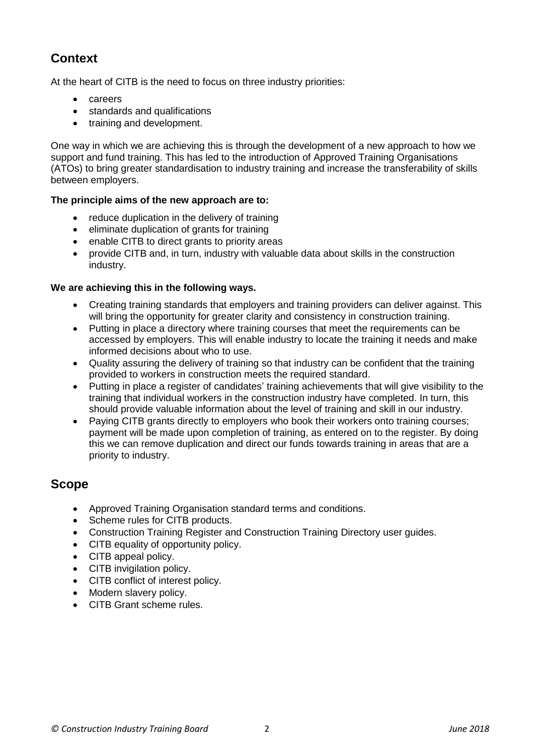## Context

At the heart of CITB is the need to focus on three industry priorities:

- careers
- standards and qualifications
- training and development.

One way in which we are achieving this is through the development of a new approach to how we support and fund training. This has led to the introduction of Approved Training Organisations (ATOs) to bring greater standardisation to industry training and increase the transferability of skills between employers.

**The principle aims of the new approach are to:**

- reduce duplication in the delivery of training
- eliminate duplication of grants for training
- enable CITB to direct grants to priority areas
- provide CITB and, in turn, industry with valuable data about skills in the construction industry.

**We are achieving this in the following ways.**

- Creating training standards that employers and training providers can deliver against. This will bring the opportunity for greater clarity and consistency in construction training.
- Putting in place a directory where training courses that meet the requirements can be accessed by employers. This will enable industry to locate the training it needs and make informed decisions about who to use.
- Quality assuring the delivery of training so that industry can be confident that the training provided to workers in construction meets the required standard.
- Putting in place a register of candidates' training achievements that will give visibility to the training that individual workers in the construction industry have completed. In turn, this should provide valuable information about the level of training and skill in our industry.
- Paying CITB grants directly to employers who book their workers onto training courses; payment will be made upon completion of training, as entered on to the register. By doing this we can remove duplication and direct our funds towards training in areas that are a priority to industry.

## Scope

- Approved Training Organisation standard terms and conditions.
- Scheme rules for CITB products.
- Construction Training Register and Construction Training Directory user guides.
- CITB equality of opportunity policy.
- CITB appeal policy.
- CITB invigilation policy.
- CITB conflict of interest policy.
- Modern slavery policy.
- CITB Grant scheme rules.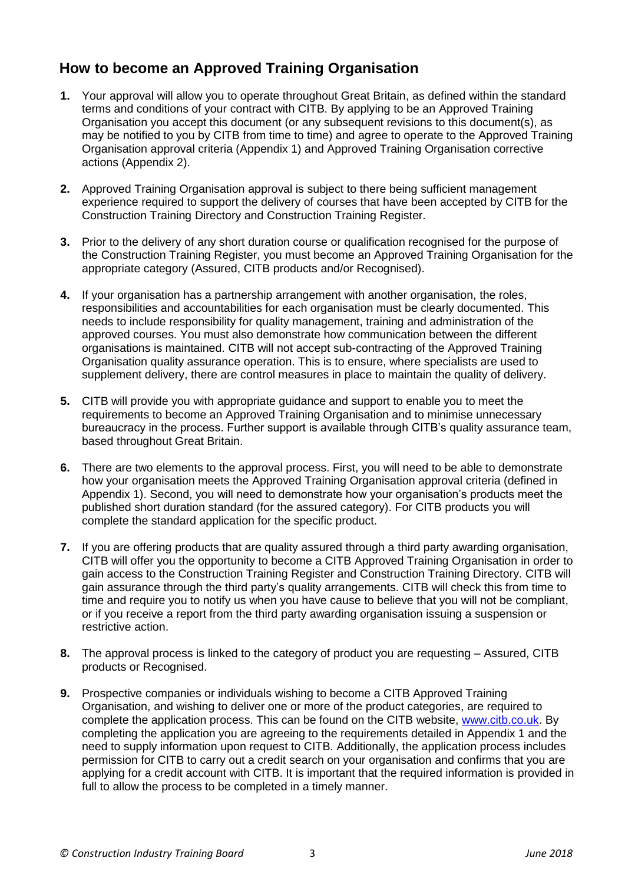## How to become an Approved Training Organisation

1. Your approval will allow you to operate throughout Great Britain, as defined within the standard terms and conditions of your contract with CITB. By applying to be an Approved Training Organisation you accept this document (or any subsequent revisions to this document(s), as may be notified to you by CITB from time to time) and agree to operate to the Approved Training Organisation approval criteria (Appendix 1) and Approved Training Organisation corrective actions (Appendix 2).

2. Approved Training Organisation approval is subject to there being sufficient management experience required to support the delivery of courses that have been accepted by CITB for the Construction Training Directory and Construction Training Register.

3. Prior to the delivery of any short duration course or qualification recognised for the purpose of the Construction Training Register, you must become an Approved Training Organisation for the appropriate category (Assured, CITB products and/or Recognised).

4. If your organisation has a partnership arrangement with another organisation, the roles, responsibilities and accountabilities for each organisation must be clearly documented. This needs to include responsibility for quality management, training and administration of the approved courses. You must also demonstrate how communication between the different organisations is maintained. CITB will not accept sub-contracting of the Approved Training Organisation quality assurance operation. This is to ensure, where specialists are used to supplement delivery, there are control measures in place to maintain the quality of delivery.

5. CITB will provide you with appropriate guidance and support to enable you to meet the requirements to become an Approved Training Organisation and to minimise unnecessary bureaucracy in the process. Further support is available through CITB's quality assurance team, based throughout Great Britain.

6. There are two elements to the approval process. First, you will need to be able to demonstrate how your organisation meets the Approved Training Organisation approval criteria (defined in Appendix 1). Second, you will need to demonstrate how your organisation's products meet the published short duration standard (for the assured category). For CITB products you will complete the standard application for the specific product.

7. If you are offering products that are quality assured through a third party awarding organisation, CITB will offer you the opportunity to become a CITB Approved Training Organisation in order to gain access to the Construction Training Register and Construction Training Directory. CITB will gain assurance through the third party's quality arrangements. CITB will check this from time to time and require you to notify us when you have cause to believe that you will not be compliant, or if you receive a report from the third party awarding organisation issuing a suspension or restrictive action.

8. The approval process is linked to the category of product you are requesting – Assured, CITB products or Recognised.

9. Prospective companies or individuals wishing to become a CITB Approved Training Organisation, and wishing to deliver one or more of the product categories, are required to complete the application process. This can be found on the CITB website, [www.citb.co.uk](http://www.citb.co.uk). By completing the application you are agreeing to the requirements detailed in Appendix 1 and the need to supply information upon request to CITB. Additionally, the application process includes permission for CITB to carry out a credit search on your organisation and confirms that you are applying for a credit account with CITB. It is important that the required information is provided in full to allow the process to be completed in a timely manner.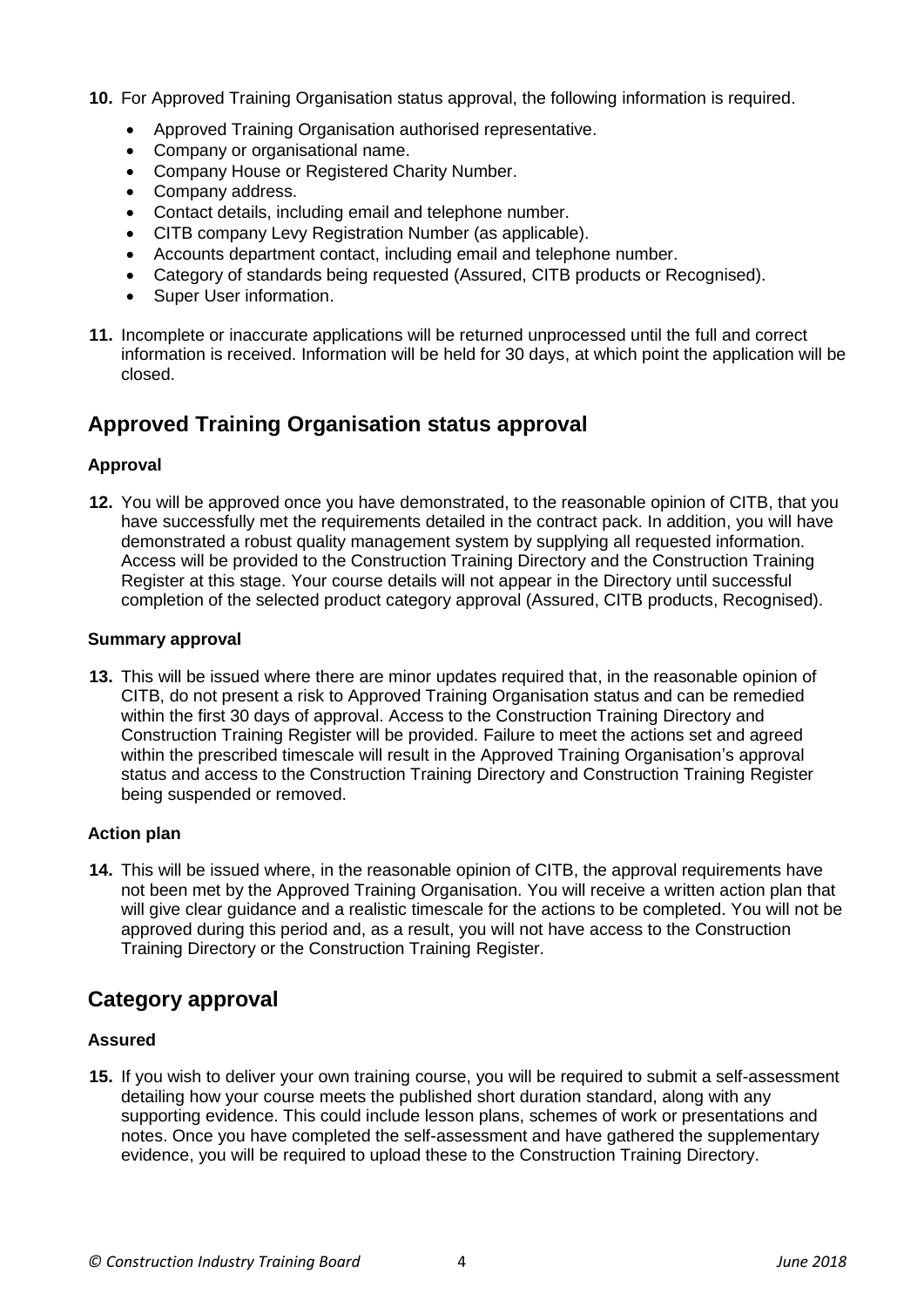**10.** For Approved Training Organisation status approval, the following information is required.

- Approved Training Organisation authorised representative.
- Company or organisational name.
- Company House or Registered Charity Number.
- Company address.
- Contact details, including email and telephone number.
- CITB company Levy Registration Number (as applicable).
- Accounts department contact, including email and telephone number.
- Category of standards being requested (Assured, CITB products or Recognised).
- Super User information.

**11.** Incomplete or inaccurate applications will be returned unprocessed until the full and correct information is received. Information will be held for 30 days, at which point the application will be closed.

## Approved Training Organisation status approval

### Approval

**12.** You will be approved once you have demonstrated, to the reasonable opinion of CITB, that you have successfully met the requirements detailed in the contract pack. In addition, you will have demonstrated a robust quality management system by supplying all requested information. Access will be provided to the Construction Training Directory and the Construction Training Register at this stage. Your course details will not appear in the Directory until successful completion of the selected product category approval (Assured, CITB products, Recognised).

### Summary approval

**13.** This will be issued where there are minor updates required that, in the reasonable opinion of CITB, do not present a risk to Approved Training Organisation status and can be remedied within the first 30 days of approval. Access to the Construction Training Directory and Construction Training Register will be provided. Failure to meet the actions set and agreed within the prescribed timescale will result in the Approved Training Organisation's approval status and access to the Construction Training Directory and Construction Training Register being suspended or removed.

### Action plan

**14.** This will be issued where, in the reasonable opinion of CITB, the approval requirements have not been met by the Approved Training Organisation. You will receive a written action plan that will give clear guidance and a realistic timescale for the actions to be completed. You will not be approved during this period and, as a result, you will not have access to the Construction Training Directory or the Construction Training Register.

## Category approval

### Assured

**15.** If you wish to deliver your own training course, you will be required to submit a self-assessment detailing how your course meets the published short duration standard, along with any supporting evidence. This could include lesson plans, schemes of work or presentations and notes. Once you have completed the self-assessment and have gathered the supplementary evidence, you will be required to upload these to the Construction Training Directory.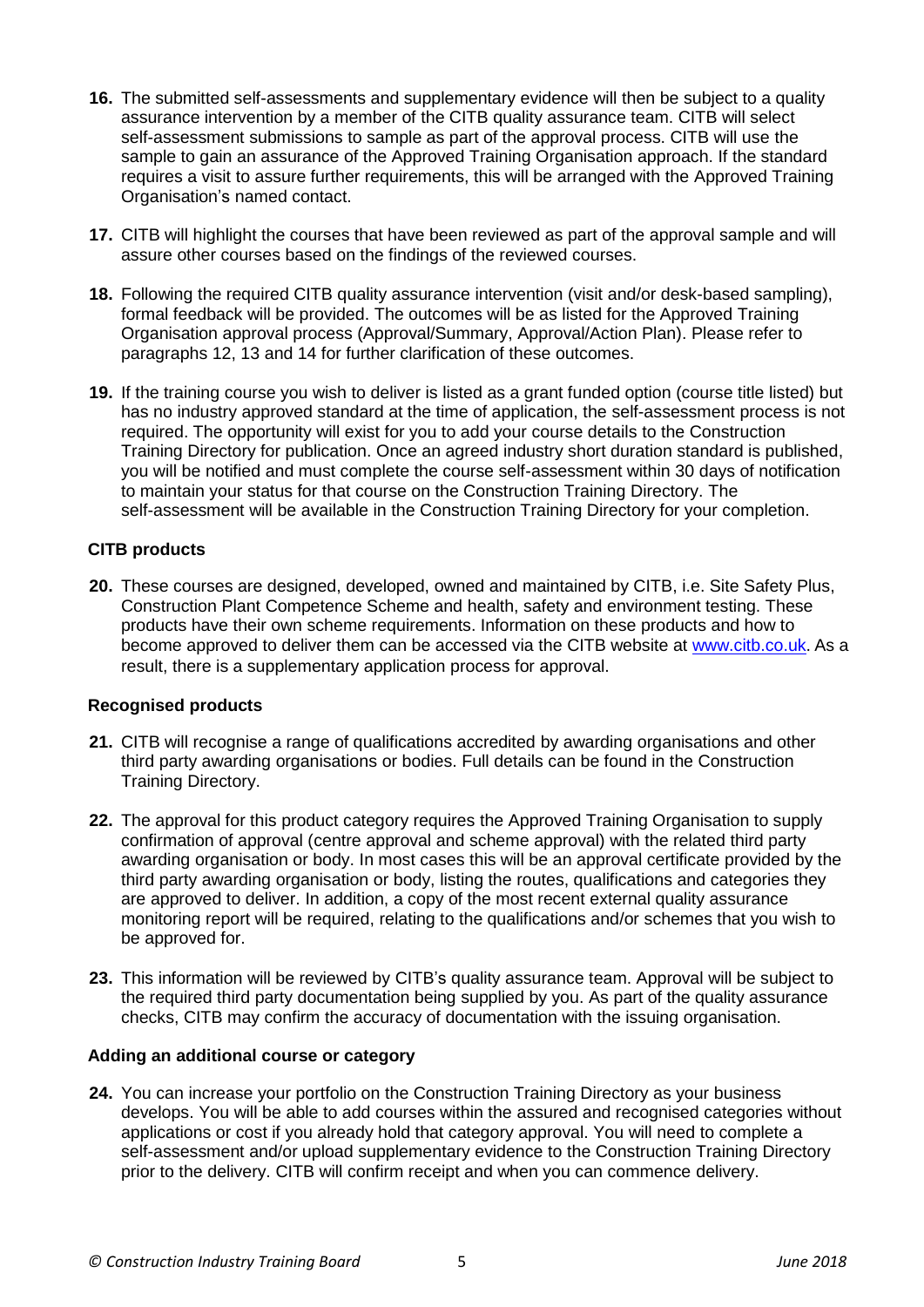16. The submitted self-assessments and supplementary evidence will then be subject to a quality assurance intervention by a member of the CITB quality assurance team. CITB will select self-assessment submissions to sample as part of the approval process. CITB will use the sample to gain an assurance of the Approved Training Organisation approach. If the standard requires a visit to assure further requirements, this will be arranged with the Approved Training Organisation's named contact.

17. CITB will highlight the courses that have been reviewed as part of the approval sample and will assure other courses based on the findings of the reviewed courses.

18. Following the required CITB quality assurance intervention (visit and/or desk-based sampling), formal feedback will be provided. The outcomes will be as listed for the Approved Training Organisation approval process (Approval/Summary, Approval/Action Plan). Please refer to paragraphs 12, 13 and 14 for further clarification of these outcomes.

19. If the training course you wish to deliver is listed as a grant funded option (course title listed) but has no industry approved standard at the time of application, the self-assessment process is not required. The opportunity will exist for you to add your course details to the Construction Training Directory for publication. Once an agreed industry short duration standard is published, you will be notified and must complete the course self-assessment within 30 days of notification to maintain your status for that course on the Construction Training Directory. The self-assessment will be available in the Construction Training Directory for your completion.

### CITB products

20. These courses are designed, developed, owned and maintained by CITB, i.e. Site Safety Plus, Construction Plant Competence Scheme and health, safety and environment testing. These products have their own scheme requirements. Information on these products and how to become approved to deliver them can be accessed via the CITB website at www.citb.co.uk. As a result, there is a supplementary application process for approval.

### Recognised products

21. CITB will recognise a range of qualifications accredited by awarding organisations and other third party awarding organisations or bodies. Full details can be found in the Construction Training Directory.

22. The approval for this product category requires the Approved Training Organisation to supply confirmation of approval (centre approval and scheme approval) with the related third party awarding organisation or body. In most cases this will be an approval certificate provided by the third party awarding organisation or body, listing the routes, qualifications and categories they are approved to deliver. In addition, a copy of the most recent external quality assurance monitoring report will be required, relating to the qualifications and/or schemes that you wish to be approved for.

23. This information will be reviewed by CITB's quality assurance team. Approval will be subject to the required third party documentation being supplied by you. As part of the quality assurance checks, CITB may confirm the accuracy of documentation with the issuing organisation.

### Adding an additional course or category

24. You can increase your portfolio on the Construction Training Directory as your business develops. You will be able to add courses within the assured and recognised categories without applications or cost if you already hold that category approval. You will need to complete a self-assessment and/or upload supplementary evidence to the Construction Training Directory prior to the delivery. CITB will confirm receipt and when you can commence delivery.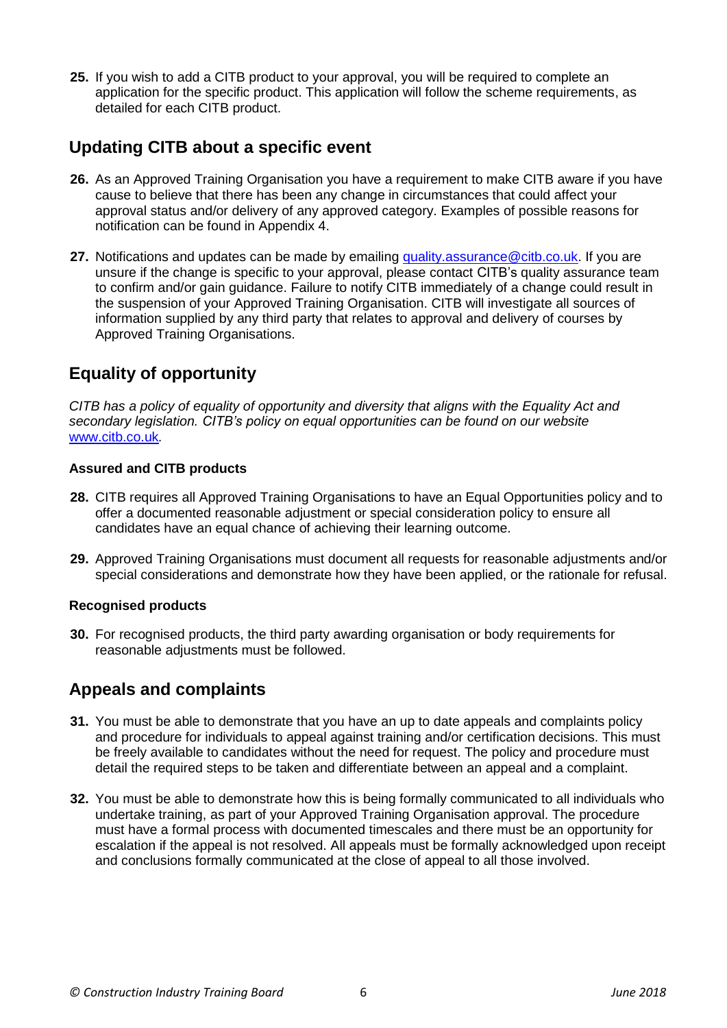25. If you wish to add a CITB product to your approval, you will be required to complete an application for the specific product. This application will follow the scheme requirements, as detailed for each CITB product.

## Updating CITB about a specific event

26. As an Approved Training Organisation you have a requirement to make CITB aware if you have cause to believe that there has been any change in circumstances that could affect your approval status and/or delivery of any approved category. Examples of possible reasons for notification can be found in Appendix 4.

27. Notifications and updates can be made by emailing [quality.assurance@citb.co.uk](mailto:quality.assurance@citb.co.uk). If you are unsure if the change is specific to your approval, please contact CITB's quality assurance team to confirm and/or gain guidance. Failure to notify CITB immediately of a change could result in the suspension of your Approved Training Organisation. CITB will investigate all sources of information supplied by any third party that relates to approval and delivery of courses by Approved Training Organisations.

## Equality of opportunity

*CITB has a policy of equality of opportunity and diversity that aligns with the Equality Act and secondary legislation. CITB's policy on equal opportunities can be found on our website [www.citb.co.uk](http://www.citb.co.uk).*

### Assured and CITB products

28. CITB requires all Approved Training Organisations to have an Equal Opportunities policy and to offer a documented reasonable adjustment or special consideration policy to ensure all candidates have an equal chance of achieving their learning outcome.

29. Approved Training Organisations must document all requests for reasonable adjustments and/or special considerations and demonstrate how they have been applied, or the rationale for refusal.

### Recognised products

30. For recognised products, the third party awarding organisation or body requirements for reasonable adjustments must be followed.

## Appeals and complaints

31. You must be able to demonstrate that you have an up to date appeals and complaints policy and procedure for individuals to appeal against training and/or certification decisions. This must be freely available to candidates without the need for request. The policy and procedure must detail the required steps to be taken and differentiate between an appeal and a complaint.

32. You must be able to demonstrate how this is being formally communicated to all individuals who undertake training, as part of your Approved Training Organisation approval. The procedure must have a formal process with documented timescales and there must be an opportunity for escalation if the appeal is not resolved. All appeals must be formally acknowledged upon receipt and conclusions formally communicated at the close of appeal to all those involved.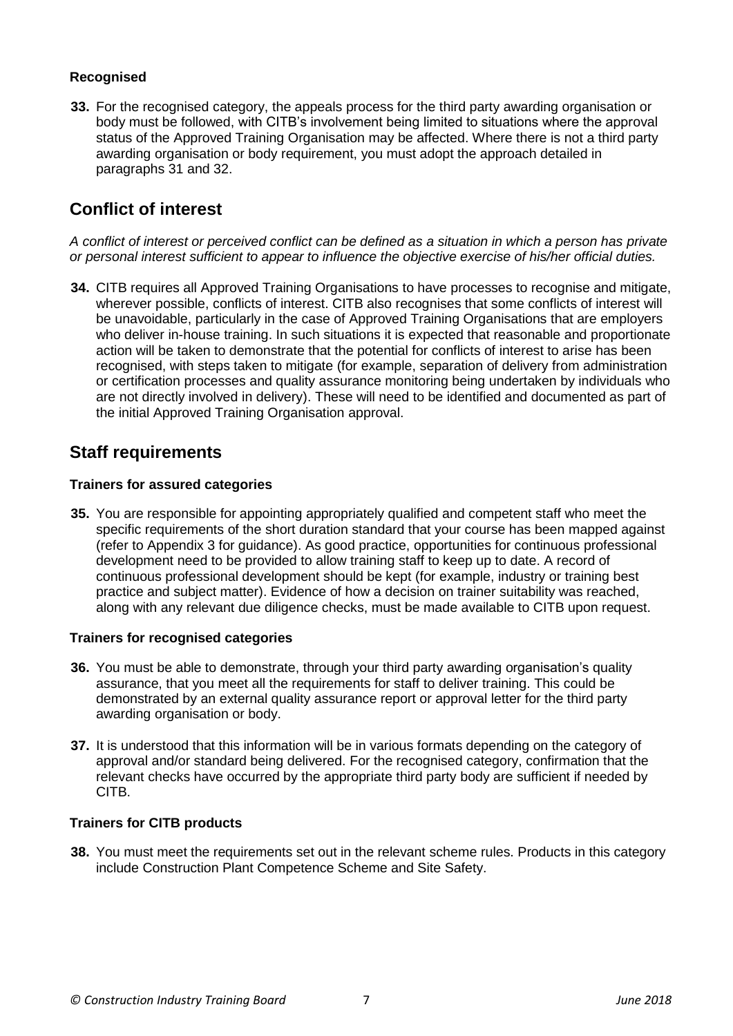**Recognised**

**33.** For the recognised category, the appeals process for the third party awarding organisation or body must be followed, with CITB's involvement being limited to situations where the approval status of the Approved Training Organisation may be affected. Where there is not a third party awarding organisation or body requirement, you must adopt the approach detailed in paragraphs 31 and 32.

## Conflict of interest

*A conflict of interest or perceived conflict can be defined as a situation in which a person has private or personal interest sufficient to appear to influence the objective exercise of his/her official duties.*

**34.** CITB requires all Approved Training Organisations to have processes to recognise and mitigate, wherever possible, conflicts of interest. CITB also recognises that some conflicts of interest will be unavoidable, particularly in the case of Approved Training Organisations that are employers who deliver in-house training. In such situations it is expected that reasonable and proportionate action will be taken to demonstrate that the potential for conflicts of interest to arise has been recognised, with steps taken to mitigate (for example, separation of delivery from administration or certification processes and quality assurance monitoring being undertaken by individuals who are not directly involved in delivery). These will need to be identified and documented as part of the initial Approved Training Organisation approval.

## Staff requirements

**Trainers for assured categories**

**35.** You are responsible for appointing appropriately qualified and competent staff who meet the specific requirements of the short duration standard that your course has been mapped against (refer to Appendix 3 for guidance). As good practice, opportunities for continuous professional development need to be provided to allow training staff to keep up to date. A record of continuous professional development should be kept (for example, industry or training best practice and subject matter). Evidence of how a decision on trainer suitability was reached, along with any relevant due diligence checks, must be made available to CITB upon request.

**Trainers for recognised categories**

**36.** You must be able to demonstrate, through your third party awarding organisation's quality assurance, that you meet all the requirements for staff to deliver training. This could be demonstrated by an external quality assurance report or approval letter for the third party awarding organisation or body.

**37.** It is understood that this information will be in various formats depending on the category of approval and/or standard being delivered. For the recognised category, confirmation that the relevant checks have occurred by the appropriate third party body are sufficient if needed by CITB.

**Trainers for CITB products**

**38.** You must meet the requirements set out in the relevant scheme rules. Products in this category include Construction Plant Competence Scheme and Site Safety.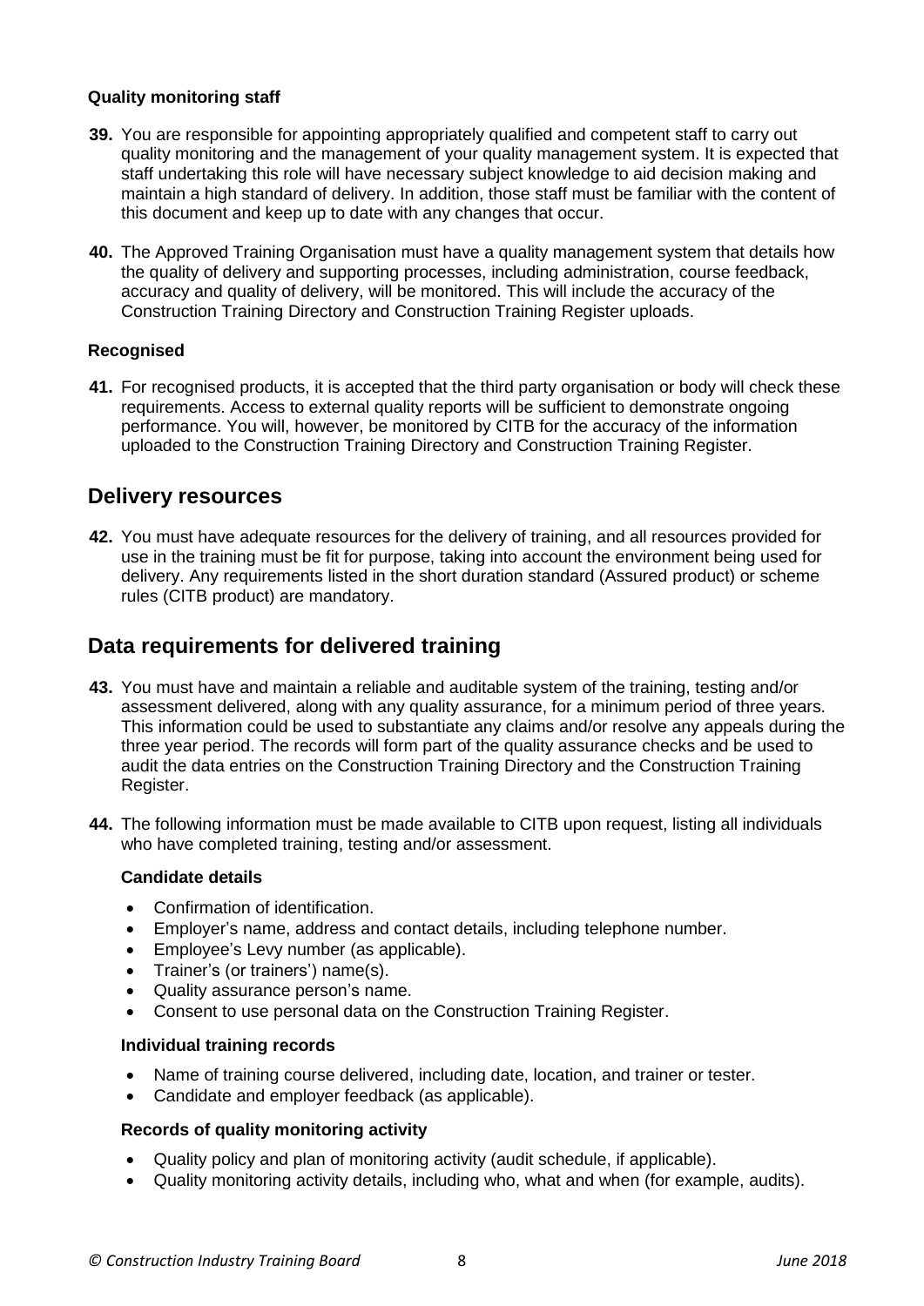**Quality monitoring staff**

**39.** You are responsible for appointing appropriately qualified and competent staff to carry out quality monitoring and the management of your quality management system. It is expected that staff undertaking this role will have necessary subject knowledge to aid decision making and maintain a high standard of delivery. In addition, those staff must be familiar with the content of this document and keep up to date with any changes that occur.

**40.** The Approved Training Organisation must have a quality management system that details how the quality of delivery and supporting processes, including administration, course feedback, accuracy and quality of delivery, will be monitored. This will include the accuracy of the Construction Training Directory and Construction Training Register uploads.

**Recognised**

**41.** For recognised products, it is accepted that the third party organisation or body will check these requirements. Access to external quality reports will be sufficient to demonstrate ongoing performance. You will, however, be monitored by CITB for the accuracy of the information uploaded to the Construction Training Directory and Construction Training Register.

## Delivery resources

**42.** You must have adequate resources for the delivery of training, and all resources provided for use in the training must be fit for purpose, taking into account the environment being used for delivery. Any requirements listed in the short duration standard (Assured product) or scheme rules (CITB product) are mandatory.

## Data requirements for delivered training

**43.** You must have and maintain a reliable and auditable system of the training, testing and/or assessment delivered, along with any quality assurance, for a minimum period of three years. This information could be used to substantiate any claims and/or resolve any appeals during the three year period. The records will form part of the quality assurance checks and be used to audit the data entries on the Construction Training Directory and the Construction Training Register.

**44.** The following information must be made available to CITB upon request, listing all individuals who have completed training, testing and/or assessment.

**Candidate details**

- Confirmation of identification.
- Employer's name, address and contact details, including telephone number.
- Employee's Levy number (as applicable).
- Trainer's (or trainers') name(s).
- Quality assurance person's name.
- Consent to use personal data on the Construction Training Register.

**Individual training records**

- Name of training course delivered, including date, location, and trainer or tester.
- Candidate and employer feedback (as applicable).

**Records of quality monitoring activity**

- Quality policy and plan of monitoring activity (audit schedule, if applicable).
- Quality monitoring activity details, including who, what and when (for example, audits).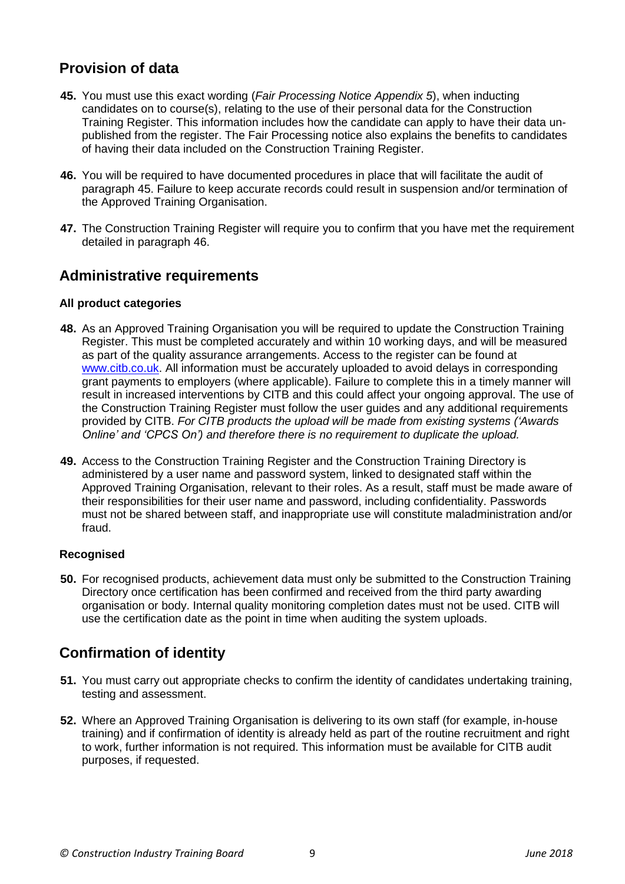## Provision of data

**45.** You must use this exact wording (*Fair Processing Notice Appendix 5*), when inducting candidates on to course(s), relating to the use of their personal data for the Construction Training Register. This information includes how the candidate can apply to have their data un-published from the register. The Fair Processing notice also explains the benefits to candidates of having their data included on the Construction Training Register.

**46.** You will be required to have documented procedures in place that will facilitate the audit of paragraph 45. Failure to keep accurate records could result in suspension and/or termination of the Approved Training Organisation.

**47.** The Construction Training Register will require you to confirm that you have met the requirement detailed in paragraph 46.

## Administrative requirements

#### All product categories

**48.** As an Approved Training Organisation you will be required to update the Construction Training Register. This must be completed accurately and within 10 working days, and will be measured as part of the quality assurance arrangements. Access to the register can be found at [www.citb.co.uk](www.citb.co.uk). All information must be accurately uploaded to avoid delays in corresponding grant payments to employers (where applicable). Failure to complete this in a timely manner will result in increased interventions by CITB and this could affect your ongoing approval. The use of the Construction Training Register must follow the user guides and any additional requirements provided by CITB. *For CITB products the upload will be made from existing systems ('Awards Online' and 'CPCS On') and therefore there is no requirement to duplicate the upload.*

**49.** Access to the Construction Training Register and the Construction Training Directory is administered by a user name and password system, linked to designated staff within the Approved Training Organisation, relevant to their roles. As a result, staff must be made aware of their responsibilities for their user name and password, including confidentiality. Passwords must not be shared between staff, and inappropriate use will constitute maladministration and/or fraud.

#### Recognised

**50.** For recognised products, achievement data must only be submitted to the Construction Training Directory once certification has been confirmed and received from the third party awarding organisation or body. Internal quality monitoring completion dates must not be used. CITB will use the certification date as the point in time when auditing the system uploads.

## Confirmation of identity

**51.** You must carry out appropriate checks to confirm the identity of candidates undertaking training, testing and assessment.

**52.** Where an Approved Training Organisation is delivering to its own staff (for example, in-house training) and if confirmation of identity is already held as part of the routine recruitment and right to work, further information is not required. This information must be available for CITB audit purposes, if requested.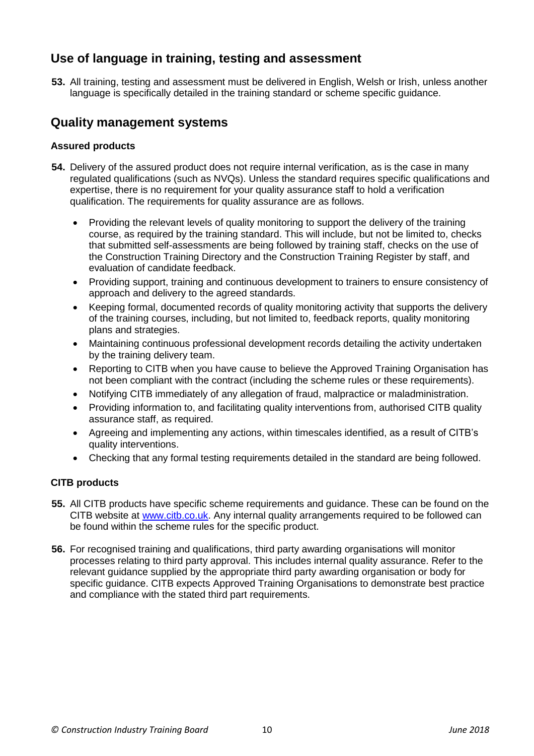## Use of language in training, testing and assessment

**53.** All training, testing and assessment must be delivered in English, Welsh or Irish, unless another language is specifically detailed in the training standard or scheme specific guidance.

## Quality management systems

### Assured products

**54.** Delivery of the assured product does not require internal verification, as is the case in many regulated qualifications (such as NVQs). Unless the standard requires specific qualifications and expertise, there is no requirement for your quality assurance staff to hold a verification qualification. The requirements for quality assurance are as follows.

- Providing the relevant levels of quality monitoring to support the delivery of the training course, as required by the training standard. This will include, but not be limited to, checks that submitted self-assessments are being followed by training staff, checks on the use of the Construction Training Directory and the Construction Training Register by staff, and evaluation of candidate feedback.
- Providing support, training and continuous development to trainers to ensure consistency of approach and delivery to the agreed standards.
- Keeping formal, documented records of quality monitoring activity that supports the delivery of the training courses, including, but not limited to, feedback reports, quality monitoring plans and strategies.
- Maintaining continuous professional development records detailing the activity undertaken by the training delivery team.
- Reporting to CITB when you have cause to believe the Approved Training Organisation has not been compliant with the contract (including the scheme rules or these requirements).
- Notifying CITB immediately of any allegation of fraud, malpractice or maladministration.
- Providing information to, and facilitating quality interventions from, authorised CITB quality assurance staff, as required.
- Agreeing and implementing any actions, within timescales identified, as a result of CITB's quality interventions.
- Checking that any formal testing requirements detailed in the standard are being followed.

### CITB products

**55.** All CITB products have specific scheme requirements and guidance. These can be found on the CITB website at [www.citb.co.uk](www.citb.co.uk). Any internal quality arrangements required to be followed can be found within the scheme rules for the specific product.

**56.** For recognised training and qualifications, third party awarding organisations will monitor processes relating to third party approval. This includes internal quality assurance. Refer to the relevant guidance supplied by the appropriate third party awarding organisation or body for specific guidance. CITB expects Approved Training Organisations to demonstrate best practice and compliance with the stated third part requirements.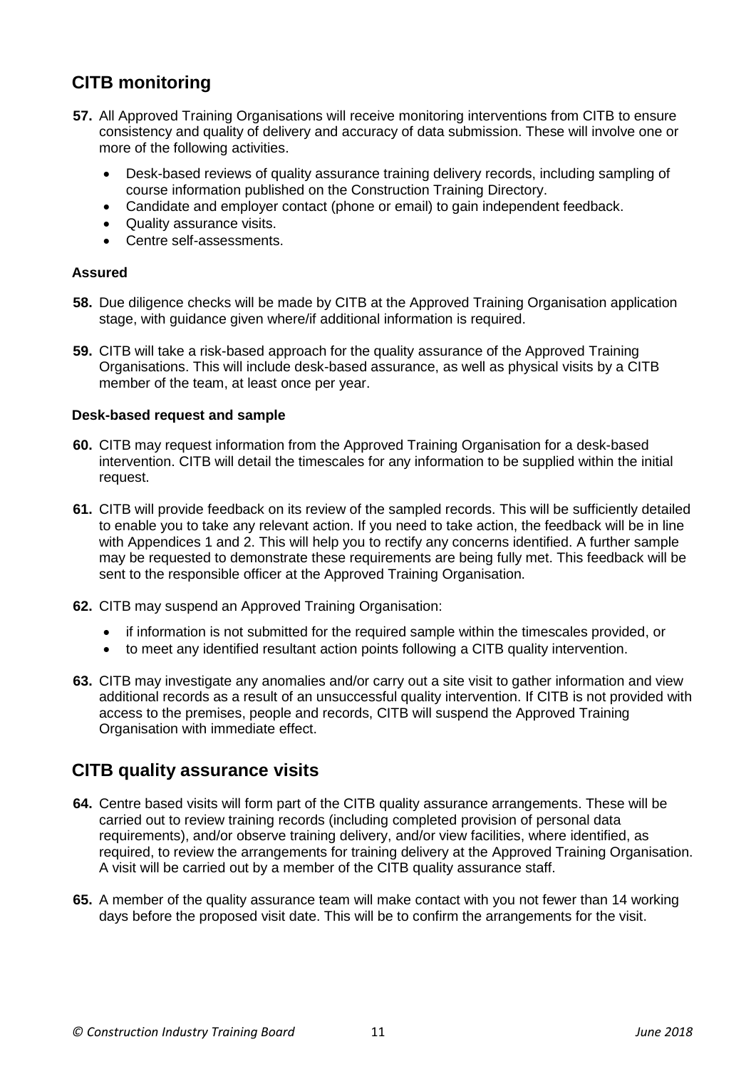## CITB monitoring

**57.** All Approved Training Organisations will receive monitoring interventions from CITB to ensure consistency and quality of delivery and accuracy of data submission. These will involve one or more of the following activities.

- Desk-based reviews of quality assurance training delivery records, including sampling of course information published on the Construction Training Directory.
- Candidate and employer contact (phone or email) to gain independent feedback.
- Quality assurance visits.
- Centre self-assessments.

**Assured**

**58.** Due diligence checks will be made by CITB at the Approved Training Organisation application stage, with guidance given where/if additional information is required.

**59.** CITB will take a risk-based approach for the quality assurance of the Approved Training Organisations. This will include desk-based assurance, as well as physical visits by a CITB member of the team, at least once per year.

**Desk-based request and sample**

**60.** CITB may request information from the Approved Training Organisation for a desk-based intervention. CITB will detail the timescales for any information to be supplied within the initial request.

**61.** CITB will provide feedback on its review of the sampled records. This will be sufficiently detailed to enable you to take any relevant action. If you need to take action, the feedback will be in line with Appendices 1 and 2. This will help you to rectify any concerns identified. A further sample may be requested to demonstrate these requirements are being fully met. This feedback will be sent to the responsible officer at the Approved Training Organisation.

**62.** CITB may suspend an Approved Training Organisation:

- if information is not submitted for the required sample within the timescales provided, or
- to meet any identified resultant action points following a CITB quality intervention.

**63.** CITB may investigate any anomalies and/or carry out a site visit to gather information and view additional records as a result of an unsuccessful quality intervention. If CITB is not provided with access to the premises, people and records, CITB will suspend the Approved Training Organisation with immediate effect.

## CITB quality assurance visits

**64.** Centre based visits will form part of the CITB quality assurance arrangements. These will be carried out to review training records (including completed provision of personal data requirements), and/or observe training delivery, and/or view facilities, where identified, as required, to review the arrangements for training delivery at the Approved Training Organisation. A visit will be carried out by a member of the CITB quality assurance staff.

**65.** A member of the quality assurance team will make contact with you not fewer than 14 working days before the proposed visit date. This will be to confirm the arrangements for the visit.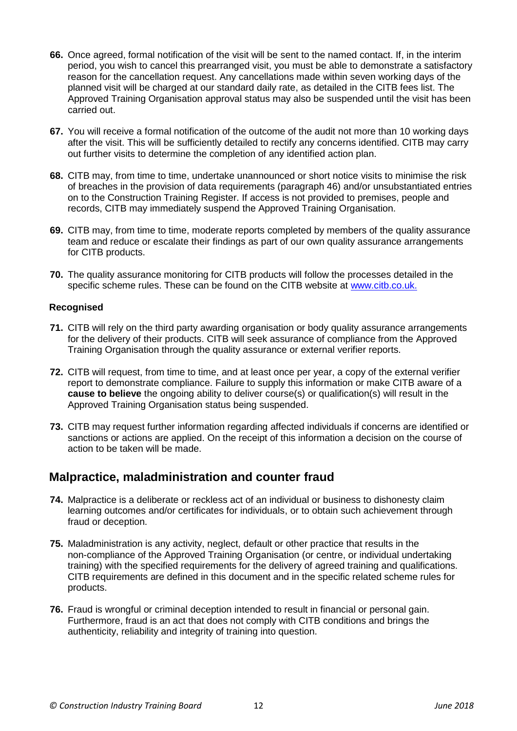**66.** Once agreed, formal notification of the visit will be sent to the named contact. If, in the interim period, you wish to cancel this prearranged visit, you must be able to demonstrate a satisfactory reason for the cancellation request. Any cancellations made within seven working days of the planned visit will be charged at our standard daily rate, as detailed in the CITB fees list. The Approved Training Organisation approval status may also be suspended until the visit has been carried out.

**67.** You will receive a formal notification of the outcome of the audit not more than 10 working days after the visit. This will be sufficiently detailed to rectify any concerns identified. CITB may carry out further visits to determine the completion of any identified action plan.

**68.** CITB may, from time to time, undertake unannounced or short notice visits to minimise the risk of breaches in the provision of data requirements (paragraph 46) and/or unsubstantiated entries on to the Construction Training Register. If access is not provided to premises, people and records, CITB may immediately suspend the Approved Training Organisation.

**69.** CITB may, from time to time, moderate reports completed by members of the quality assurance team and reduce or escalate their findings as part of our own quality assurance arrangements for CITB products.

**70.** The quality assurance monitoring for CITB products will follow the processes detailed in the specific scheme rules. These can be found on the CITB website at [www.citb.co.uk.](http://www.citb.co.uk)

**Recognised**

**71.** CITB will rely on the third party awarding organisation or body quality assurance arrangements for the delivery of their products. CITB will seek assurance of compliance from the Approved Training Organisation through the quality assurance or external verifier reports.

**72.** CITB will request, from time to time, and at least once per year, a copy of the external verifier report to demonstrate compliance. Failure to supply this information or make CITB aware of a **cause to believe** the ongoing ability to deliver course(s) or qualification(s) will result in the Approved Training Organisation status being suspended.

**73.** CITB may request further information regarding affected individuals if concerns are identified or sanctions or actions are applied. On the receipt of this information a decision on the course of action to be taken will be made.

## Malpractice, maladministration and counter fraud

**74.** Malpractice is a deliberate or reckless act of an individual or business to dishonesty claim learning outcomes and/or certificates for individuals, or to obtain such achievement through fraud or deception.

**75.** Maladministration is any activity, neglect, default or other practice that results in the non-compliance of the Approved Training Organisation (or centre, or individual undertaking training) with the specified requirements for the delivery of agreed training and qualifications. CITB requirements are defined in this document and in the specific related scheme rules for products.

**76.** Fraud is wrongful or criminal deception intended to result in financial or personal gain. Furthermore, fraud is an act that does not comply with CITB conditions and brings the authenticity, reliability and integrity of training into question.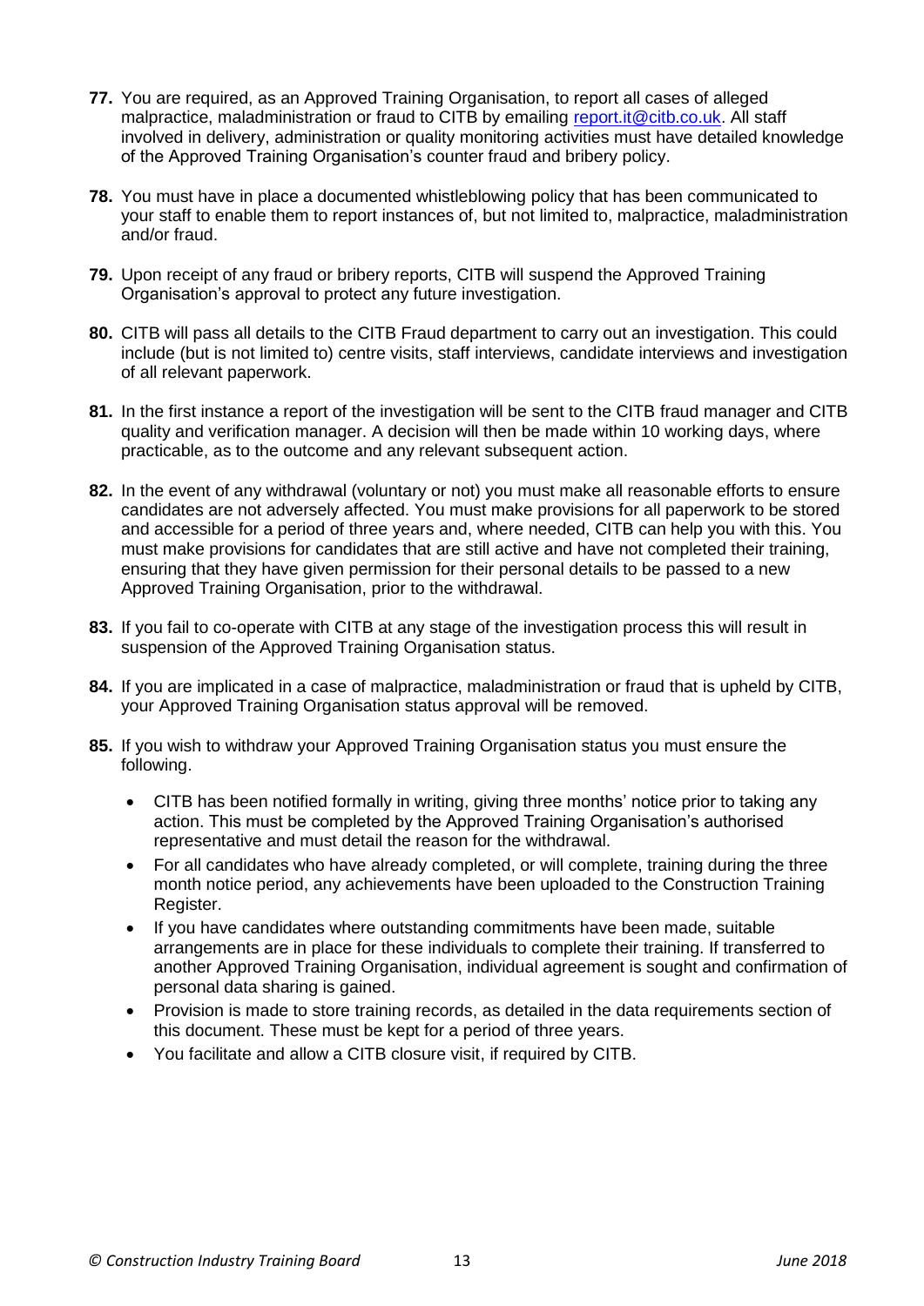**77.** You are required, as an Approved Training Organisation, to report all cases of alleged malpractice, maladministration or fraud to CITB by emailing report.it@citb.co.uk. All staff involved in delivery, administration or quality monitoring activities must have detailed knowledge of the Approved Training Organisation's counter fraud and bribery policy.

**78.** You must have in place a documented whistleblowing policy that has been communicated to your staff to enable them to report instances of, but not limited to, malpractice, maladministration and/or fraud.

**79.** Upon receipt of any fraud or bribery reports, CITB will suspend the Approved Training Organisation's approval to protect any future investigation.

**80.** CITB will pass all details to the CITB Fraud department to carry out an investigation. This could include (but is not limited to) centre visits, staff interviews, candidate interviews and investigation of all relevant paperwork.

**81.** In the first instance a report of the investigation will be sent to the CITB fraud manager and CITB quality and verification manager. A decision will then be made within 10 working days, where practicable, as to the outcome and any relevant subsequent action.

**82.** In the event of any withdrawal (voluntary or not) you must make all reasonable efforts to ensure candidates are not adversely affected. You must make provisions for all paperwork to be stored and accessible for a period of three years and, where needed, CITB can help you with this. You must make provisions for candidates that are still active and have not completed their training, ensuring that they have given permission for their personal details to be passed to a new Approved Training Organisation, prior to the withdrawal.

**83.** If you fail to co-operate with CITB at any stage of the investigation process this will result in suspension of the Approved Training Organisation status.

**84.** If you are implicated in a case of malpractice, maladministration or fraud that is upheld by CITB, your Approved Training Organisation status approval will be removed.

**85.** If you wish to withdraw your Approved Training Organisation status you must ensure the following.

- CITB has been notified formally in writing, giving three months' notice prior to taking any action. This must be completed by the Approved Training Organisation's authorised representative and must detail the reason for the withdrawal.
- For all candidates who have already completed, or will complete, training during the three month notice period, any achievements have been uploaded to the Construction Training Register.
- If you have candidates where outstanding commitments have been made, suitable arrangements are in place for these individuals to complete their training. If transferred to another Approved Training Organisation, individual agreement is sought and confirmation of personal data sharing is gained.
- Provision is made to store training records, as detailed in the data requirements section of this document. These must be kept for a period of three years.
- You facilitate and allow a CITB closure visit, if required by CITB.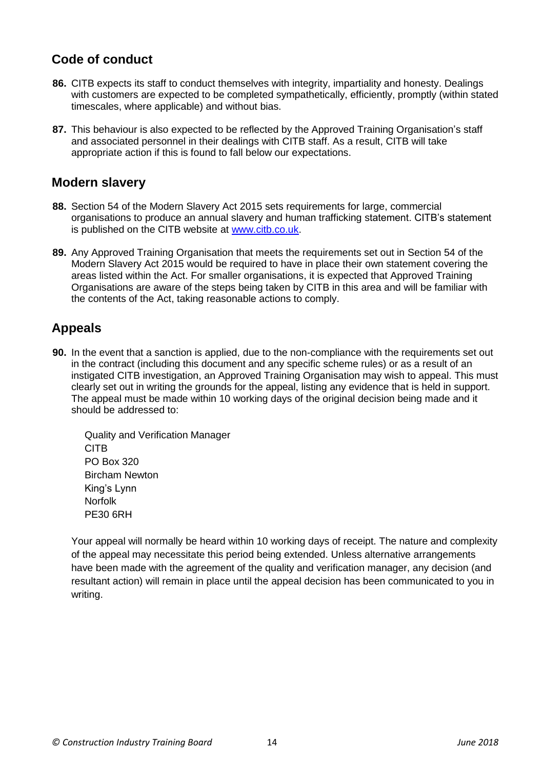## Code of conduct

**86.** CITB expects its staff to conduct themselves with integrity, impartiality and honesty. Dealings with customers are expected to be completed sympathetically, efficiently, promptly (within stated timescales, where applicable) and without bias.

**87.** This behaviour is also expected to be reflected by the Approved Training Organisation's staff and associated personnel in their dealings with CITB staff. As a result, CITB will take appropriate action if this is found to fall below our expectations.

## Modern slavery

**88.** Section 54 of the Modern Slavery Act 2015 sets requirements for large, commercial organisations to produce an annual slavery and human trafficking statement. CITB's statement is published on the CITB website at [www.citb.co.uk](http://www.citb.co.uk).

**89.** Any Approved Training Organisation that meets the requirements set out in Section 54 of the Modern Slavery Act 2015 would be required to have in place their own statement covering the areas listed within the Act. For smaller organisations, it is expected that Approved Training Organisations are aware of the steps being taken by CITB in this area and will be familiar with the contents of the Act, taking reasonable actions to comply.

## Appeals

**90.** In the event that a sanction is applied, due to the non-compliance with the requirements set out in the contract (including this document and any specific scheme rules) or as a result of an instigated CITB investigation, an Approved Training Organisation may wish to appeal. This must clearly set out in writing the grounds for the appeal, listing any evidence that is held in support. The appeal must be made within 10 working days of the original decision being made and it should be addressed to:

Quality and Verification Manager
CITB
PO Box 320
Bircham Newton
King's Lynn
Norfolk
PE30 6RH

Your appeal will normally be heard within 10 working days of receipt. The nature and complexity of the appeal may necessitate this period being extended. Unless alternative arrangements have been made with the agreement of the quality and verification manager, any decision (and resultant action) will remain in place until the appeal decision has been communicated to you in writing.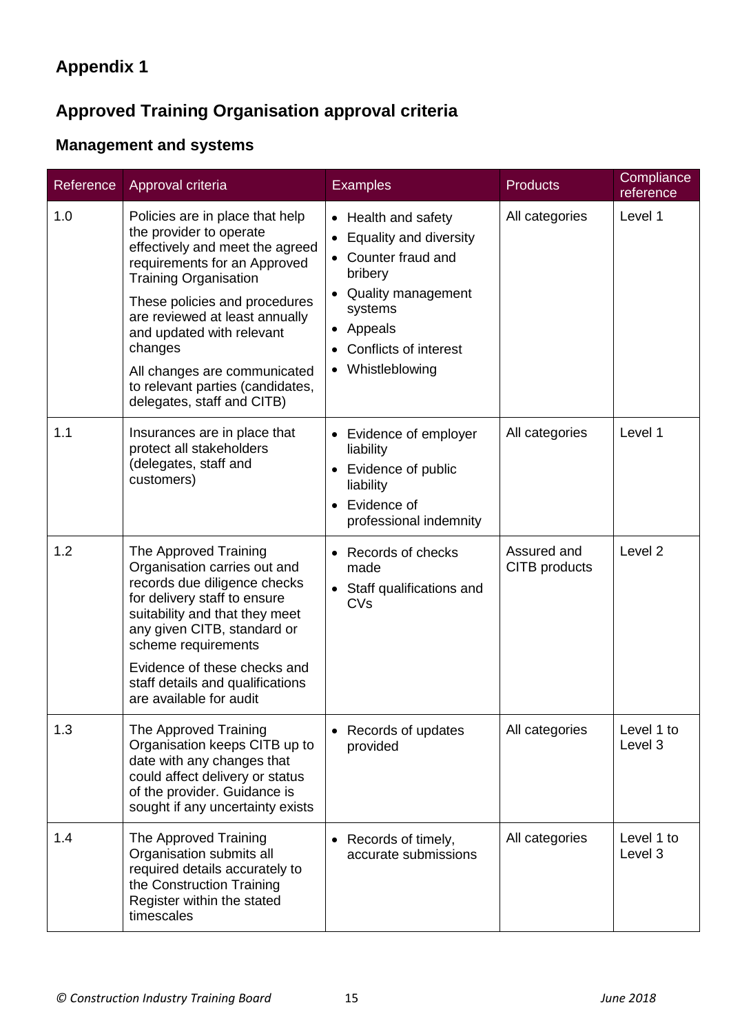# Appendix 1

## Approved Training Organisation approval criteria

### Management and systems

| Reference | Approval criteria | Examples | Products | Compliance reference |
|---|---|---|---|---|
| 1.0 | Policies are in place that help the provider to operate effectively and meet the agreed requirements for an Approved Training Organisation<br><br>These policies and procedures are reviewed at least annually and updated with relevant changes<br><br>All changes are communicated to relevant parties (candidates, delegates, staff and CITB) | • Health and safety<br>• Equality and diversity<br>• Counter fraud and bribery<br>• Quality management systems<br>• Appeals<br>• Conflicts of interest<br>• Whistleblowing | All categories | Level 1 |
| 1.1 | Insurances are in place that protect all stakeholders (delegates, staff and customers) | • Evidence of employer liability<br>• Evidence of public liability<br>• Evidence of professional indemnity | All categories | Level 1 |
| 1.2 | The Approved Training Organisation carries out and records due diligence checks for delivery staff to ensure suitability and that they meet any given CITB, standard or scheme requirements<br><br>Evidence of these checks and staff details and qualifications are available for audit | • Records of checks made<br>• Staff qualifications and CVs | Assured and CITB products | Level 2 |
| 1.3 | The Approved Training Organisation keeps CITB up to date with any changes that could affect delivery or status of the provider. Guidance is sought if any uncertainty exists | • Records of updates provided | All categories | Level 1 to Level 3 |
| 1.4 | The Approved Training Organisation submits all required details accurately to the Construction Training Register within the stated timescales | • Records of timely, accurate submissions | All categories | Level 1 to Level 3 |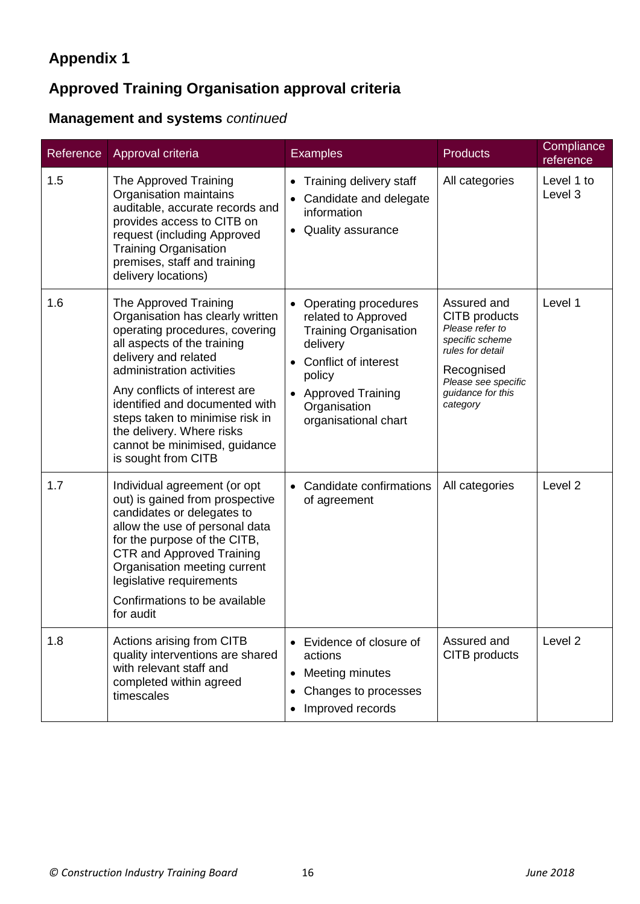## Appendix 1

## Approved Training Organisation approval criteria

### Management and systems *continued*

| Reference | Approval criteria | Examples | Products | Compliance reference |
|---|---|---|---|---|
| 1.5 | The Approved Training Organisation maintains auditable, accurate records and provides access to CITB on request (including Approved Training Organisation premises, staff and training delivery locations) | • Training delivery staff<br>• Candidate and delegate information<br>• Quality assurance | All categories | Level 1 to Level 3 |
| 1.6 | The Approved Training Organisation has clearly written operating procedures, covering all aspects of the training delivery and related administration activities<br><br>Any conflicts of interest are identified and documented with steps taken to minimise risk in the delivery. Where risks cannot be minimised, guidance is sought from CITB | • Operating procedures related to Approved Training Organisation delivery<br>• Conflict of interest policy<br>• Approved Training Organisation organisational chart | Assured and CITB products<br>*Please refer to specific scheme rules for detail*<br><br>Recognised<br>*Please see specific guidance for this category* | Level 1 |
| 1.7 | Individual agreement (or opt out) is gained from prospective candidates or delegates to allow the use of personal data for the purpose of the CITB, CTR and Approved Training Organisation meeting current legislative requirements<br><br>Confirmations to be available for audit | • Candidate confirmations of agreement | All categories | Level 2 |
| 1.8 | Actions arising from CITB quality interventions are shared with relevant staff and completed within agreed timescales | • Evidence of closure of actions<br>• Meeting minutes<br>• Changes to processes<br>• Improved records | Assured and CITB products | Level 2 |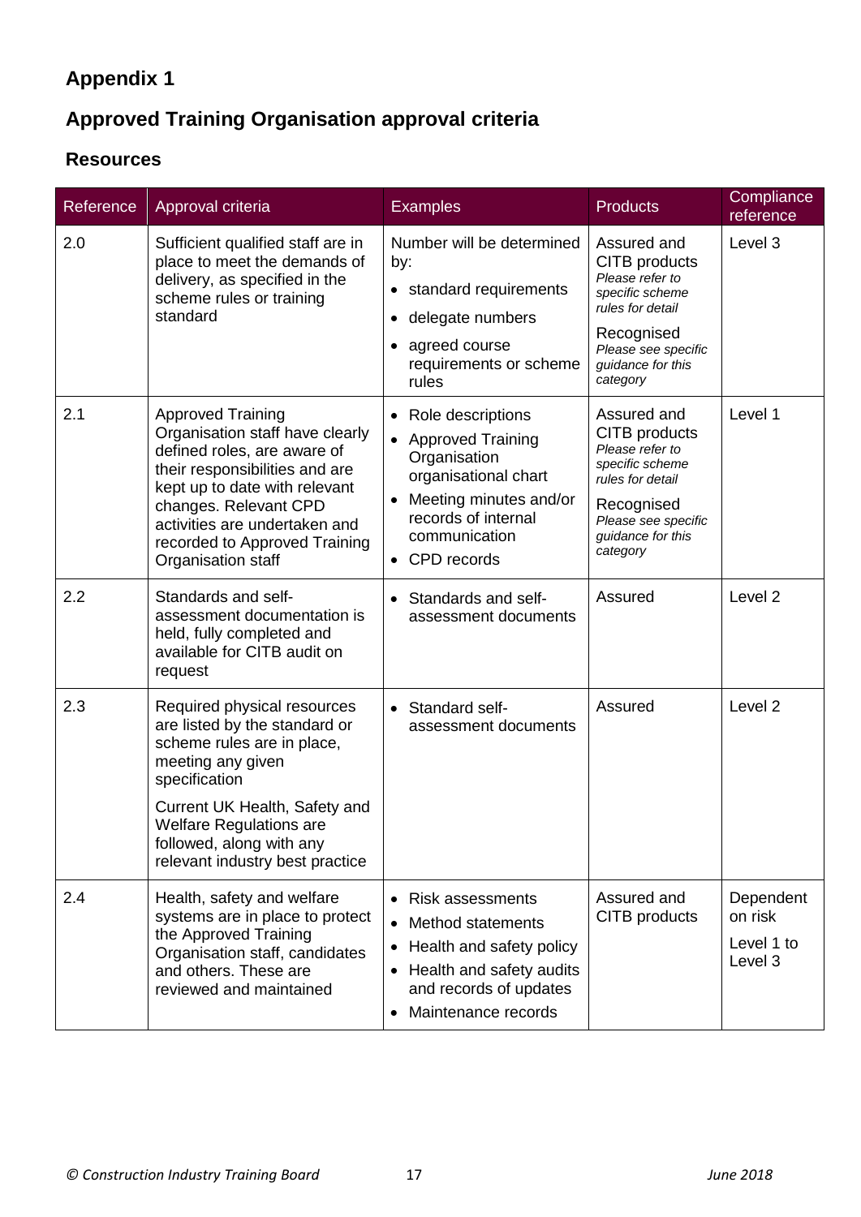## Appendix 1

## Approved Training Organisation approval criteria

### Resources

| Reference | Approval criteria | Examples | Products | Compliance reference |
|---|---|---|---|---|
| 2.0 | Sufficient qualified staff are in place to meet the demands of delivery, as specified in the scheme rules or training standard | Number will be determined by:<br>• standard requirements<br>• delegate numbers<br>• agreed course requirements or scheme rules | Assured and CITB products<br>*Please refer to specific scheme rules for detail*<br>Recognised<br>*Please see specific guidance for this category* | Level 3 |
| 2.1 | Approved Training Organisation staff have clearly defined roles, are aware of their responsibilities and are kept up to date with relevant changes. Relevant CPD activities are undertaken and recorded to Approved Training Organisation staff | • Role descriptions<br>• Approved Training Organisation organisational chart<br>• Meeting minutes and/or records of internal communication<br>• CPD records | Assured and CITB products<br>*Please refer to specific scheme rules for detail*<br>Recognised<br>*Please see specific guidance for this category* | Level 1 |
| 2.2 | Standards and self-assessment documentation is held, fully completed and available for CITB audit on request | • Standards and self-assessment documents | Assured | Level 2 |
| 2.3 | Required physical resources are listed by the standard or scheme rules are in place, meeting any given specification<br>Current UK Health, Safety and Welfare Regulations are followed, along with any relevant industry best practice | • Standard self-assessment documents | Assured | Level 2 |
| 2.4 | Health, safety and welfare systems are in place to protect the Approved Training Organisation staff, candidates and others. These are reviewed and maintained | • Risk assessments<br>• Method statements<br>• Health and safety policy<br>• Health and safety audits and records of updates<br>• Maintenance records | Assured and CITB products | Dependent on risk<br>Level 1 to Level 3 |

*© Construction Industry Training Board* June 2018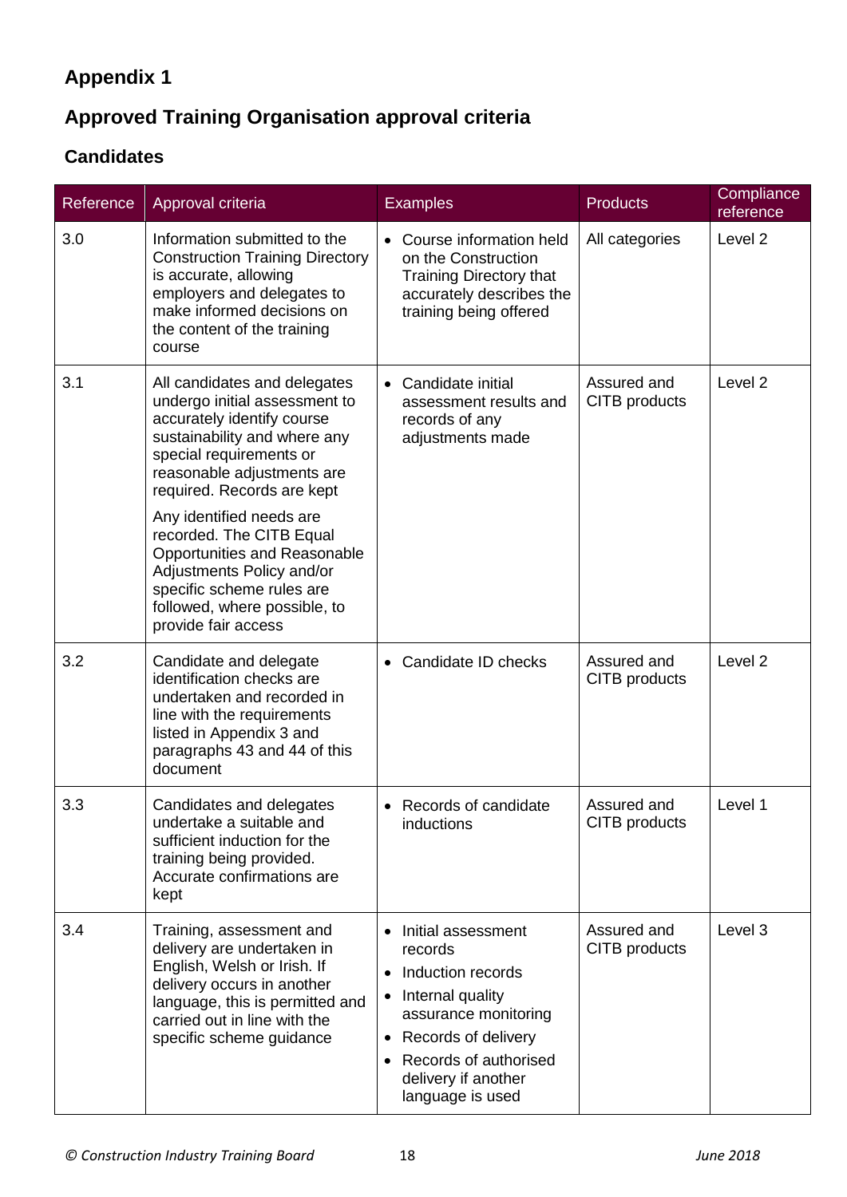## Appendix 1

## Approved Training Organisation approval criteria

### Candidates

| Reference | Approval criteria | Examples | Products | Compliance reference |
|---|---|---|---|---|
| 3.0 | Information submitted to the Construction Training Directory is accurate, allowing employers and delegates to make informed decisions on the content of the training course | • Course information held on the Construction Training Directory that accurately describes the training being offered | All categories | Level 2 |
| 3.1 | All candidates and delegates undergo initial assessment to accurately identify course sustainability and where any special requirements or reasonable adjustments are required. Records are kept<br><br>Any identified needs are recorded. The CITB Equal Opportunities and Reasonable Adjustments Policy and/or specific scheme rules are followed, where possible, to provide fair access | • Candidate initial assessment results and records of any adjustments made | Assured and CITB products | Level 2 |
| 3.2 | Candidate and delegate identification checks are undertaken and recorded in line with the requirements listed in Appendix 3 and paragraphs 43 and 44 of this document | • Candidate ID checks | Assured and CITB products | Level 2 |
| 3.3 | Candidates and delegates undertake a suitable and sufficient induction for the training being provided. Accurate confirmations are kept | • Records of candidate inductions | Assured and CITB products | Level 1 |
| 3.4 | Training, assessment and delivery are undertaken in English, Welsh or Irish. If delivery occurs in another language, this is permitted and carried out in line with the specific scheme guidance | • Initial assessment records<br>• Induction records<br>• Internal quality assurance monitoring<br>• Records of delivery<br>• Records of authorised delivery if another language is used | Assured and CITB products | Level 3 |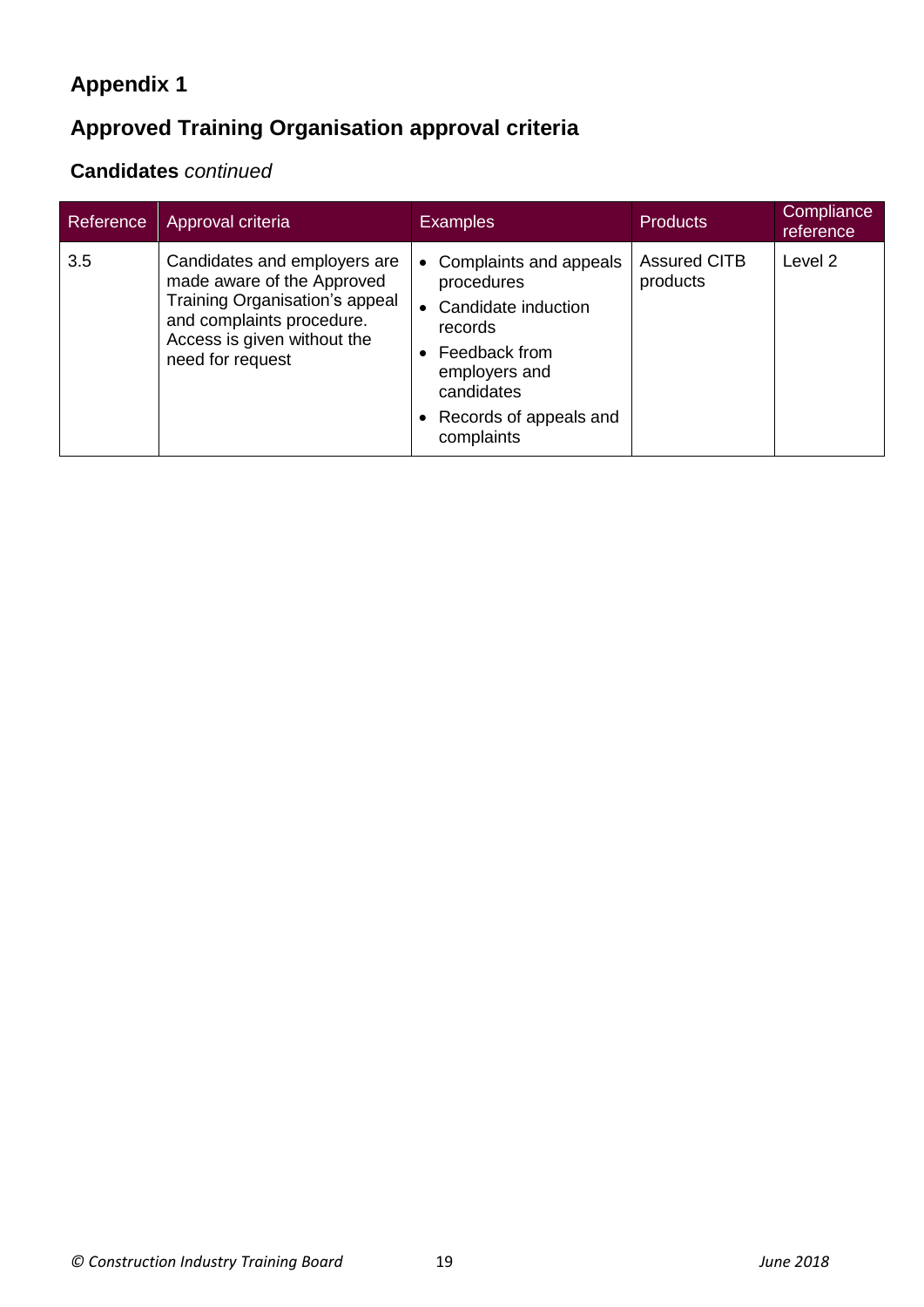# Appendix 1

## Approved Training Organisation approval criteria

### **Candidates** *continued*

| Reference | Approval criteria | Examples | Products | Compliance reference |
|---|---|---|---|---|
| 3.5 | Candidates and employers are made aware of the Approved Training Organisation's appeal and complaints procedure. Access is given without the need for request | • Complaints and appeals procedures<br>• Candidate induction records<br>• Feedback from employers and candidates<br>• Records of appeals and complaints | Assured CITB products | Level 2 |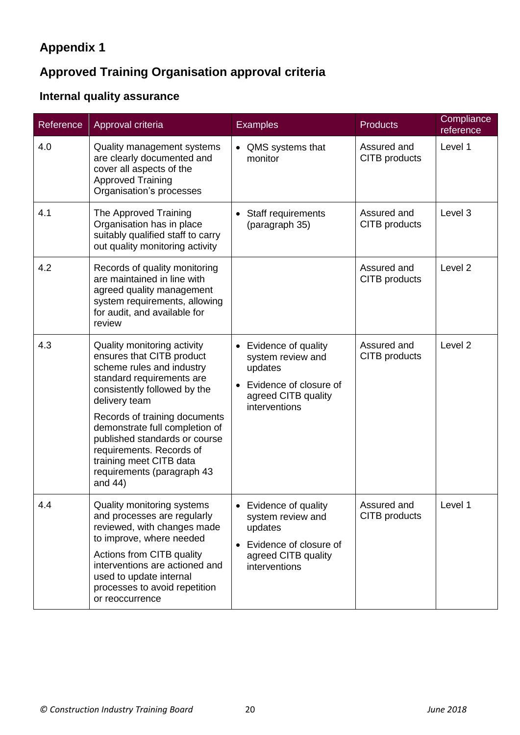## Appendix 1

## Approved Training Organisation approval criteria

### Internal quality assurance

| Reference | Approval criteria | Examples | Products | Compliance reference |
| --- | --- | --- | --- | --- |
| 4.0 | Quality management systems are clearly documented and cover all aspects of the Approved Training Organisation's processes | • QMS systems that monitor | Assured and CITB products | Level 1 |
| 4.1 | The Approved Training Organisation has in place suitably qualified staff to carry out quality monitoring activity | • Staff requirements (paragraph 35) | Assured and CITB products | Level 3 |
| 4.2 | Records of quality monitoring are maintained in line with agreed quality management system requirements, allowing for audit, and available for review | | Assured and CITB products | Level 2 |
| 4.3 | Quality monitoring activity ensures that CITB product scheme rules and industry standard requirements are consistently followed by the delivery team<br><br>Records of training documents demonstrate full completion of published standards or course requirements. Records of training meet CITB data requirements (paragraph 43 and 44) | • Evidence of quality system review and updates<br>• Evidence of closure of agreed CITB quality interventions | Assured and CITB products | Level 2 |
| 4.4 | Quality monitoring systems and processes are regularly reviewed, with changes made to improve, where needed<br><br>Actions from CITB quality interventions are actioned and used to update internal processes to avoid repetition or reoccurrence | • Evidence of quality system review and updates<br>• Evidence of closure of agreed CITB quality interventions | Assured and CITB products | Level 1 |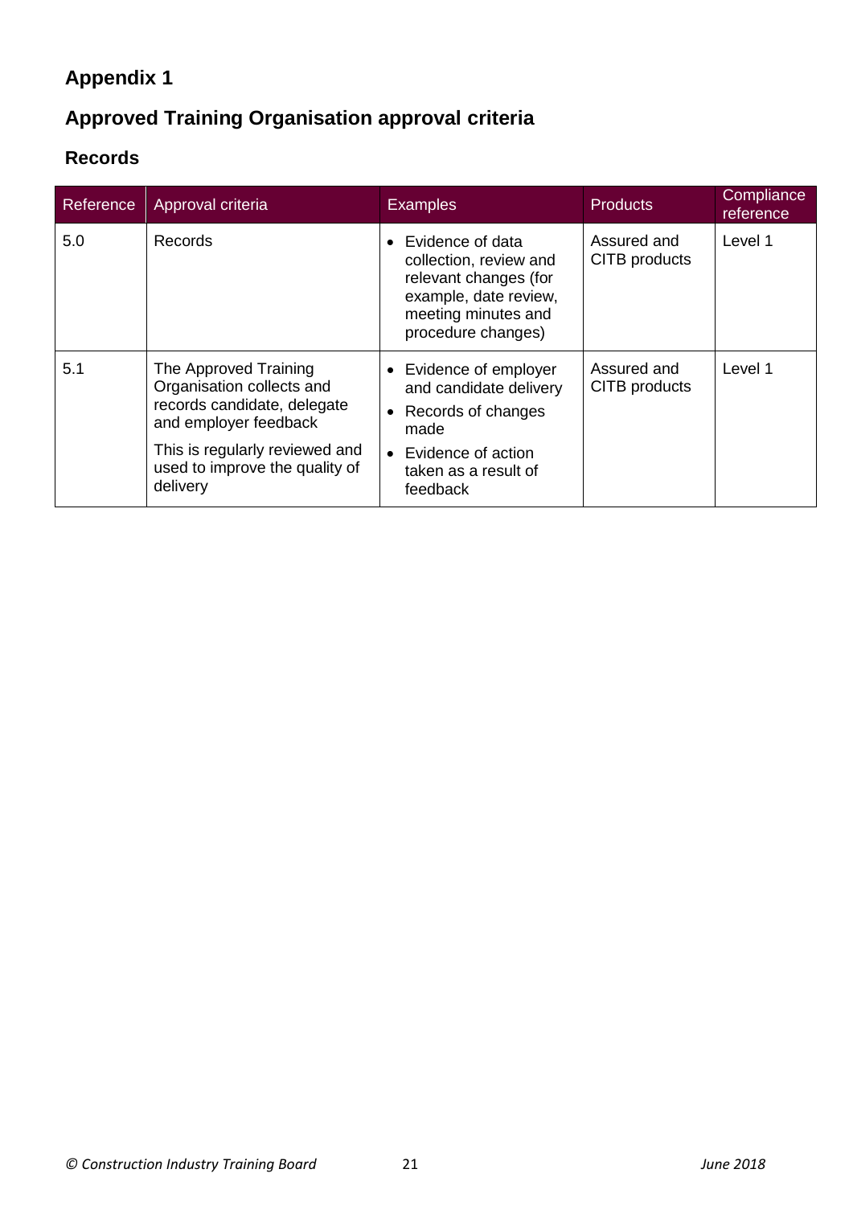# Appendix 1

## Approved Training Organisation approval criteria

### Records

| Reference | Approval criteria | Examples | Products | Compliance reference |
|---|---|---|---|---|
| 5.0 | Records | • Evidence of data collection, review and relevant changes (for example, date review, meeting minutes and procedure changes) | Assured and CITB products | Level 1 |
| 5.1 | The Approved Training Organisation collects and records candidate, delegate and employer feedback<br><br>This is regularly reviewed and used to improve the quality of delivery | • Evidence of employer and candidate delivery<br>• Records of changes made<br>• Evidence of action taken as a result of feedback | Assured and CITB products | Level 1 |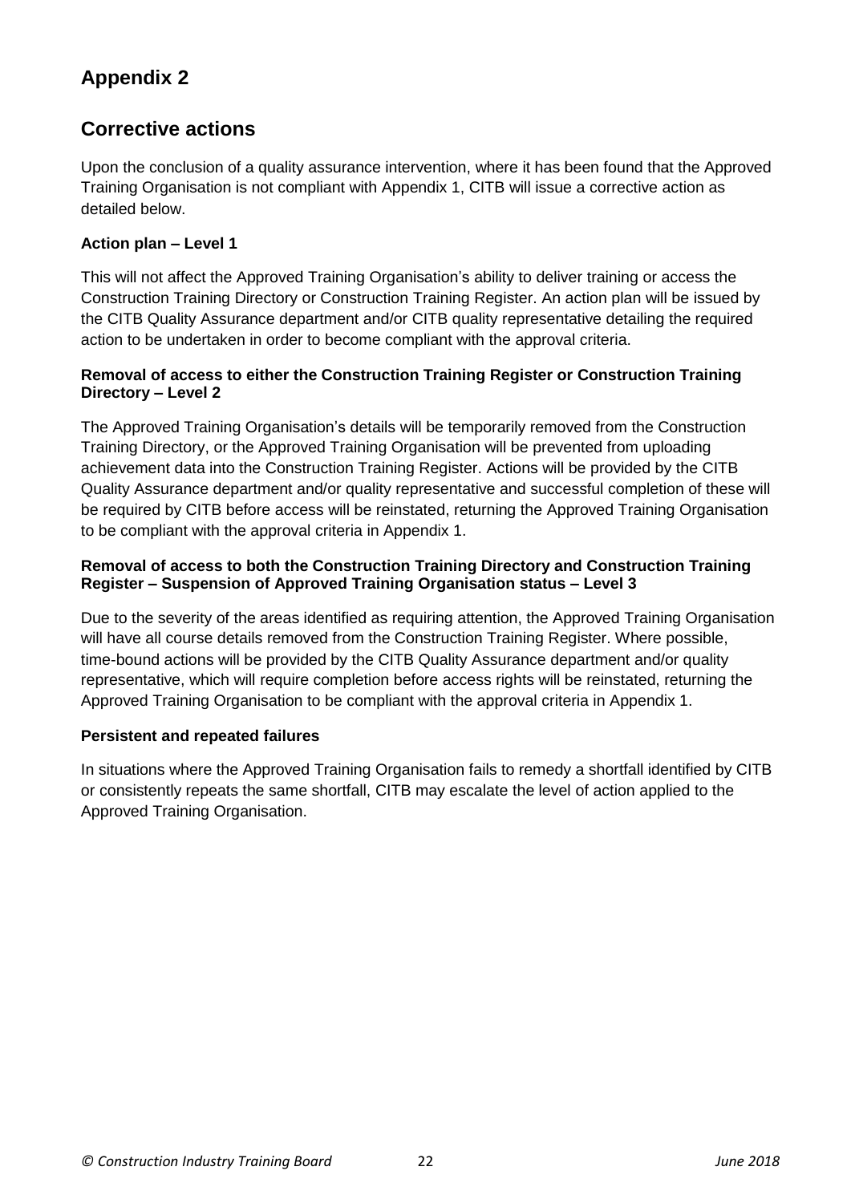# Appendix 2

## Corrective actions

Upon the conclusion of a quality assurance intervention, where it has been found that the Approved Training Organisation is not compliant with Appendix 1, CITB will issue a corrective action as detailed below.

**Action plan – Level 1**

This will not affect the Approved Training Organisation's ability to deliver training or access the Construction Training Directory or Construction Training Register. An action plan will be issued by the CITB Quality Assurance department and/or CITB quality representative detailing the required action to be undertaken in order to become compliant with the approval criteria.

**Removal of access to either the Construction Training Register or Construction Training Directory – Level 2**

The Approved Training Organisation's details will be temporarily removed from the Construction Training Directory, or the Approved Training Organisation will be prevented from uploading achievement data into the Construction Training Register. Actions will be provided by the CITB Quality Assurance department and/or quality representative and successful completion of these will be required by CITB before access will be reinstated, returning the Approved Training Organisation to be compliant with the approval criteria in Appendix 1.

**Removal of access to both the Construction Training Directory and Construction Training Register – Suspension of Approved Training Organisation status – Level 3**

Due to the severity of the areas identified as requiring attention, the Approved Training Organisation will have all course details removed from the Construction Training Register. Where possible, time-bound actions will be provided by the CITB Quality Assurance department and/or quality representative, which will require completion before access rights will be reinstated, returning the Approved Training Organisation to be compliant with the approval criteria in Appendix 1.

**Persistent and repeated failures**

In situations where the Approved Training Organisation fails to remedy a shortfall identified by CITB or consistently repeats the same shortfall, CITB may escalate the level of action applied to the Approved Training Organisation.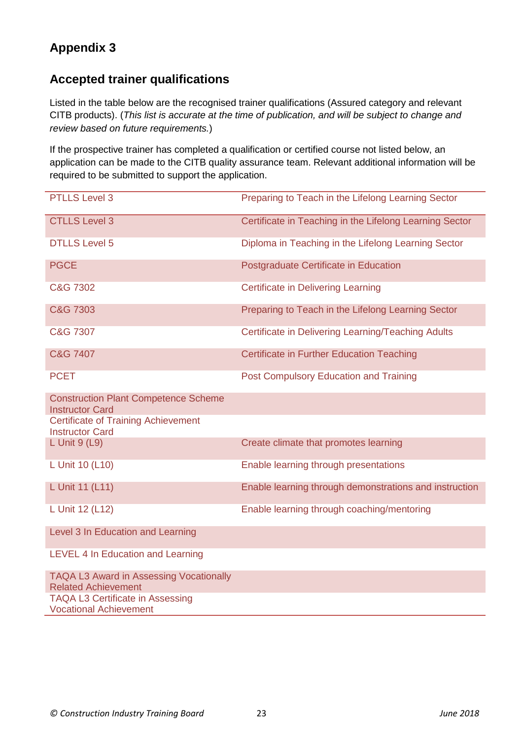## Appendix 3

## Accepted trainer qualifications

Listed in the table below are the recognised trainer qualifications (Assured category and relevant CITB products). (*This list is accurate at the time of publication, and will be subject to change and review based on future requirements.*)

If the prospective trainer has completed a qualification or certified course not listed below, an application can be made to the CITB quality assurance team. Relevant additional information will be required to be submitted to support the application.

| | |
|---|---|
| PTLLS Level 3 | Preparing to Teach in the Lifelong Learning Sector |
| CTLLS Level 3 | Certificate in Teaching in the Lifelong Learning Sector |
| DTLLS Level 5 | Diploma in Teaching in the Lifelong Learning Sector |
| PGCE | Postgraduate Certificate in Education |
| C&G 7302 | Certificate in Delivering Learning |
| C&G 7303 | Preparing to Teach in the Lifelong Learning Sector |
| C&G 7307 | Certificate in Delivering Learning/Teaching Adults |
| C&G 7407 | Certificate in Further Education Teaching |
| PCET | Post Compulsory Education and Training |
| Construction Plant Competence Scheme Instructor Card | |
| Certificate of Training Achievement Instructor Card | |
| L Unit 9 (L9) | Create climate that promotes learning |
| L Unit 10 (L10) | Enable learning through presentations |
| L Unit 11 (L11) | Enable learning through demonstrations and instruction |
| L Unit 12 (L12) | Enable learning through coaching/mentoring |
| Level 3 In Education and Learning | |
| LEVEL 4 In Education and Learning | |
| TAQA L3 Award in Assessing Vocationally Related Achievement | |
| TAQA L3 Certificate in Assessing Vocational Achievement | |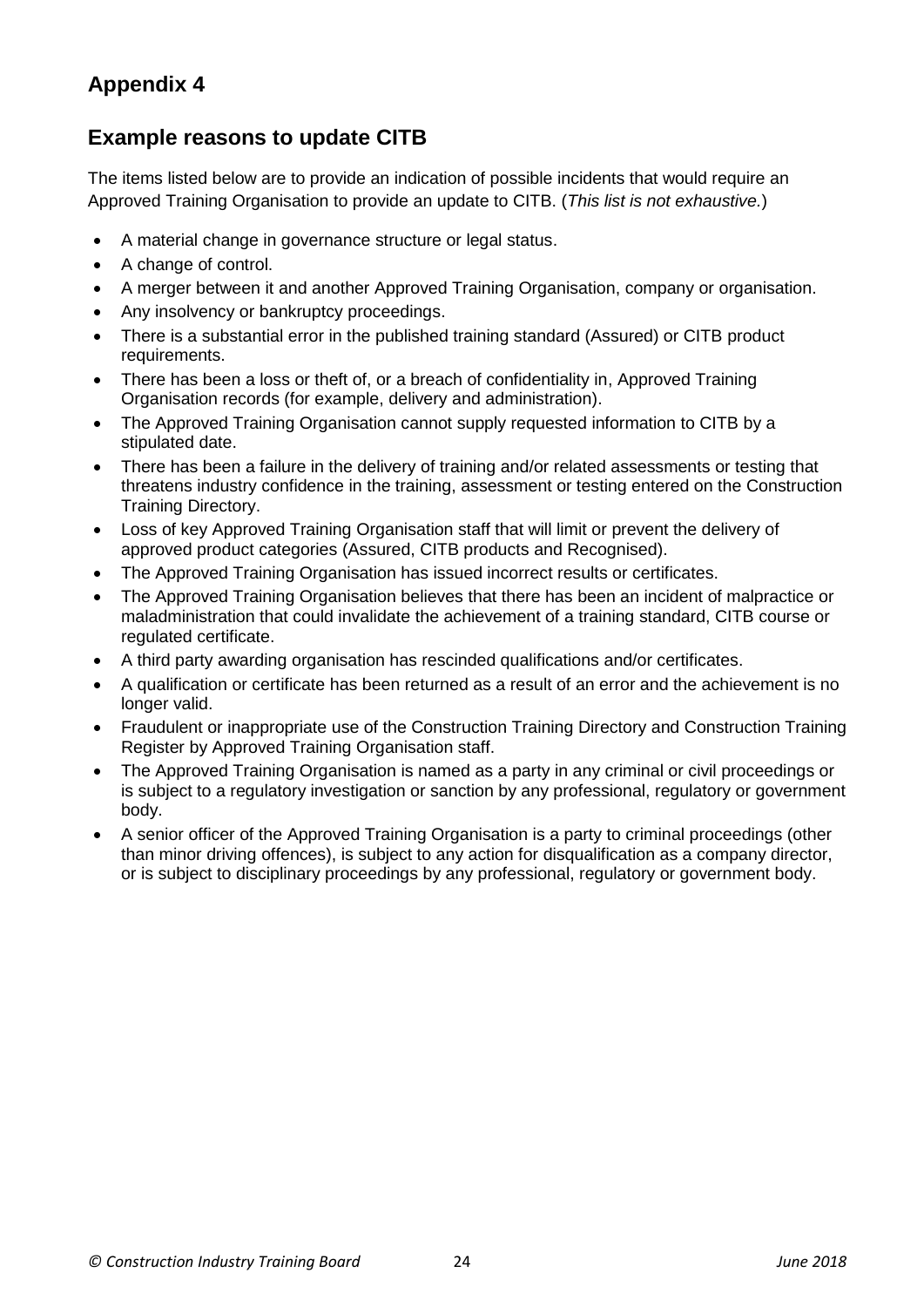## Appendix 4

## Example reasons to update CITB

The items listed below are to provide an indication of possible incidents that would require an Approved Training Organisation to provide an update to CITB. (*This list is not exhaustive.*)

- A material change in governance structure or legal status.
- A change of control.
- A merger between it and another Approved Training Organisation, company or organisation.
- Any insolvency or bankruptcy proceedings.
- There is a substantial error in the published training standard (Assured) or CITB product requirements.
- There has been a loss or theft of, or a breach of confidentiality in, Approved Training Organisation records (for example, delivery and administration).
- The Approved Training Organisation cannot supply requested information to CITB by a stipulated date.
- There has been a failure in the delivery of training and/or related assessments or testing that threatens industry confidence in the training, assessment or testing entered on the Construction Training Directory.
- Loss of key Approved Training Organisation staff that will limit or prevent the delivery of approved product categories (Assured, CITB products and Recognised).
- The Approved Training Organisation has issued incorrect results or certificates.
- The Approved Training Organisation believes that there has been an incident of malpractice or maladministration that could invalidate the achievement of a training standard, CITB course or regulated certificate.
- A third party awarding organisation has rescinded qualifications and/or certificates.
- A qualification or certificate has been returned as a result of an error and the achievement is no longer valid.
- Fraudulent or inappropriate use of the Construction Training Directory and Construction Training Register by Approved Training Organisation staff.
- The Approved Training Organisation is named as a party in any criminal or civil proceedings or is subject to a regulatory investigation or sanction by any professional, regulatory or government body.
- A senior officer of the Approved Training Organisation is a party to criminal proceedings (other than minor driving offences), is subject to any action for disqualification as a company director, or is subject to disciplinary proceedings by any professional, regulatory or government body.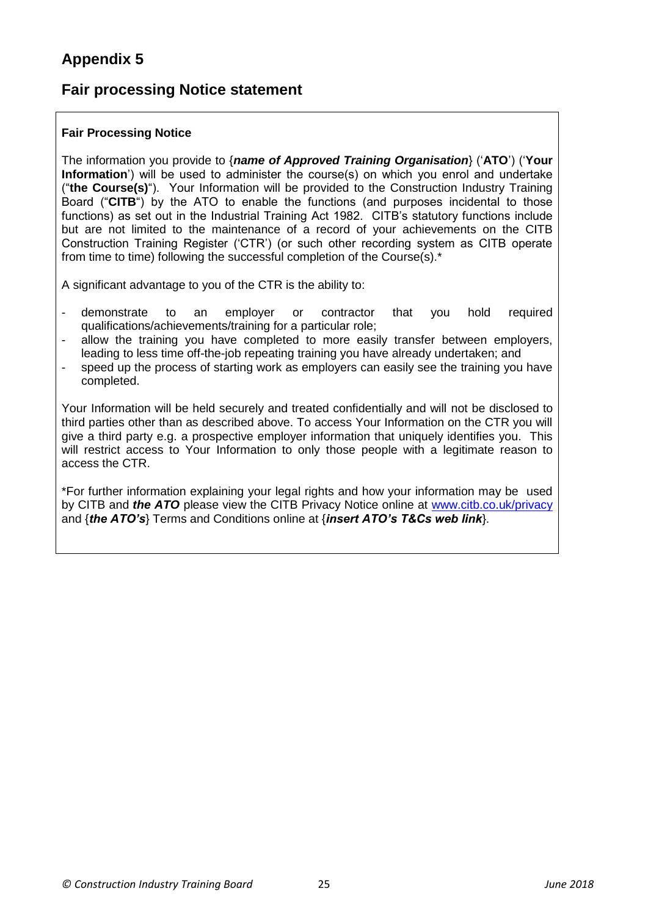## Appendix 5

## Fair processing Notice statement

**Fair Processing Notice**

The information you provide to {***name of Approved Training Organisation***} ('**ATO**') ('**Your Information**') will be used to administer the course(s) on which you enrol and undertake ("**the Course(s)**"). Your Information will be provided to the Construction Industry Training Board ("**CITB**") by the ATO to enable the functions (and purposes incidental to those functions) as set out in the Industrial Training Act 1982. CITB's statutory functions include but are not limited to the maintenance of a record of your achievements on the CITB Construction Training Register ('CTR') (or such other recording system as CITB operate from time to time) following the successful completion of the Course(s).*

A significant advantage to you of the CTR is the ability to:

- demonstrate to an employer or contractor that you hold required qualifications/achievements/training for a particular role;
- allow the training you have completed to more easily transfer between employers, leading to less time off-the-job repeating training you have already undertaken; and
- speed up the process of starting work as employers can easily see the training you have completed.

Your Information will be held securely and treated confidentially and will not be disclosed to third parties other than as described above. To access Your Information on the CTR you will give a third party e.g. a prospective employer information that uniquely identifies you. This will restrict access to Your Information to only those people with a legitimate reason to access the CTR.

*For further information explaining your legal rights and how your information may be used by CITB and ***the ATO*** please view the CITB Privacy Notice online at www.citb.co.uk/privacy and {***the ATO's***} Terms and Conditions online at {***insert ATO's T&Cs web link***}.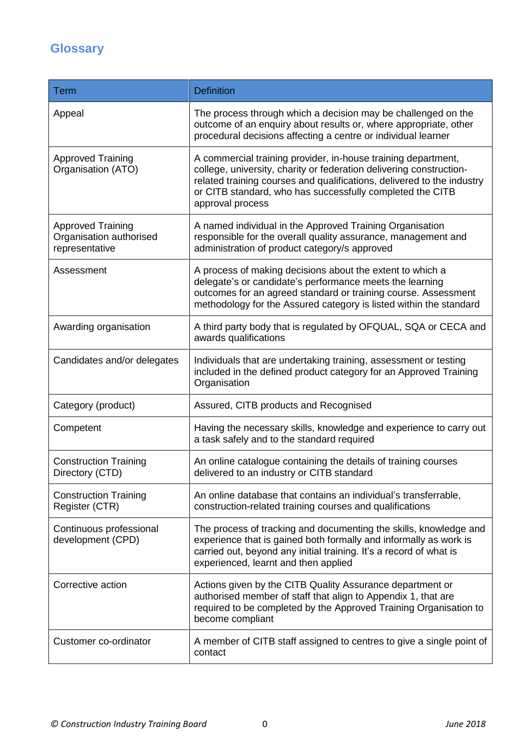## Glossary

| Term | Definition |
| --- | --- |
| Appeal | The process through which a decision may be challenged on the outcome of an enquiry about results or, where appropriate, other procedural decisions affecting a centre or individual learner |
| Approved Training Organisation (ATO) | A commercial training provider, in-house training department, college, university, charity or federation delivering construction-related training courses and qualifications, delivered to the industry or CITB standard, who has successfully completed the CITB approval process |
| Approved Training Organisation authorised representative | A named individual in the Approved Training Organisation responsible for the overall quality assurance, management and administration of product category/s approved |
| Assessment | A process of making decisions about the extent to which a delegate's or candidate's performance meets the learning outcomes for an agreed standard or training course. Assessment methodology for the Assured category is listed within the standard |
| Awarding organisation | A third party body that is regulated by OFQUAL, SQA or CECA and awards qualifications |
| Candidates and/or delegates | Individuals that are undertaking training, assessment or testing included in the defined product category for an Approved Training Organisation |
| Category (product) | Assured, CITB products and Recognised |
| Competent | Having the necessary skills, knowledge and experience to carry out a task safely and to the standard required |
| Construction Training Directory (CTD) | An online catalogue containing the details of training courses delivered to an industry or CITB standard |
| Construction Training Register (CTR) | An online database that contains an individual's transferrable, construction-related training courses and qualifications |
| Continuous professional development (CPD) | The process of tracking and documenting the skills, knowledge and experience that is gained both formally and informally as work is carried out, beyond any initial training. It's a record of what is experienced, learnt and then applied |
| Corrective action | Actions given by the CITB Quality Assurance department or authorised member of staff that align to Appendix 1, that are required to be completed by the Approved Training Organisation to become compliant |
| Customer co-ordinator | A member of CITB staff assigned to centres to give a single point of contact |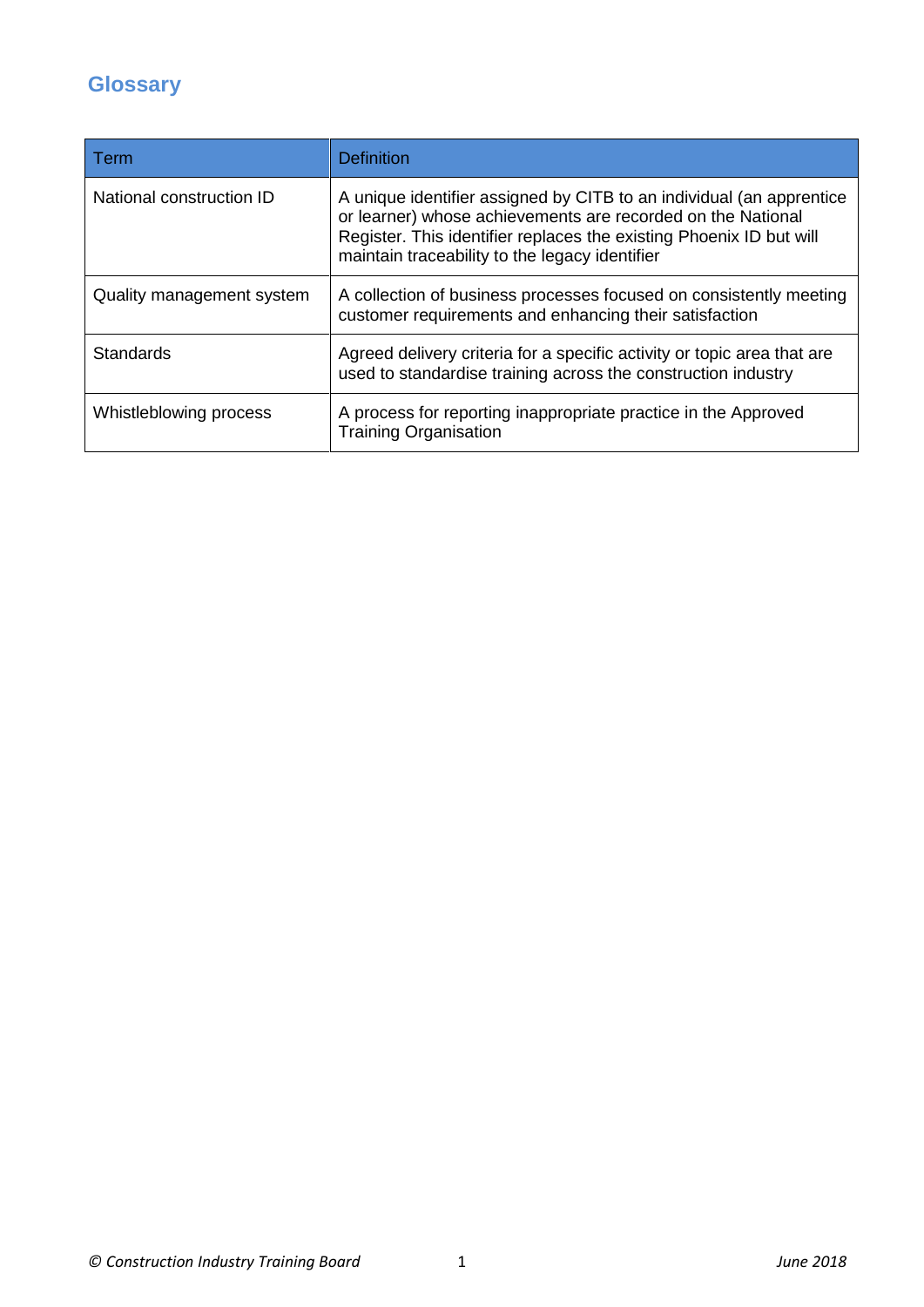## Glossary

| Term | Definition |
|---|---|
| National construction ID | A unique identifier assigned by CITB to an individual (an apprentice or learner) whose achievements are recorded on the National Register. This identifier replaces the existing Phoenix ID but will maintain traceability to the legacy identifier |
| Quality management system | A collection of business processes focused on consistently meeting customer requirements and enhancing their satisfaction |
| Standards | Agreed delivery criteria for a specific activity or topic area that are used to standardise training across the construction industry |
| Whistleblowing process | A process for reporting inappropriate practice in the Approved Training Organisation |